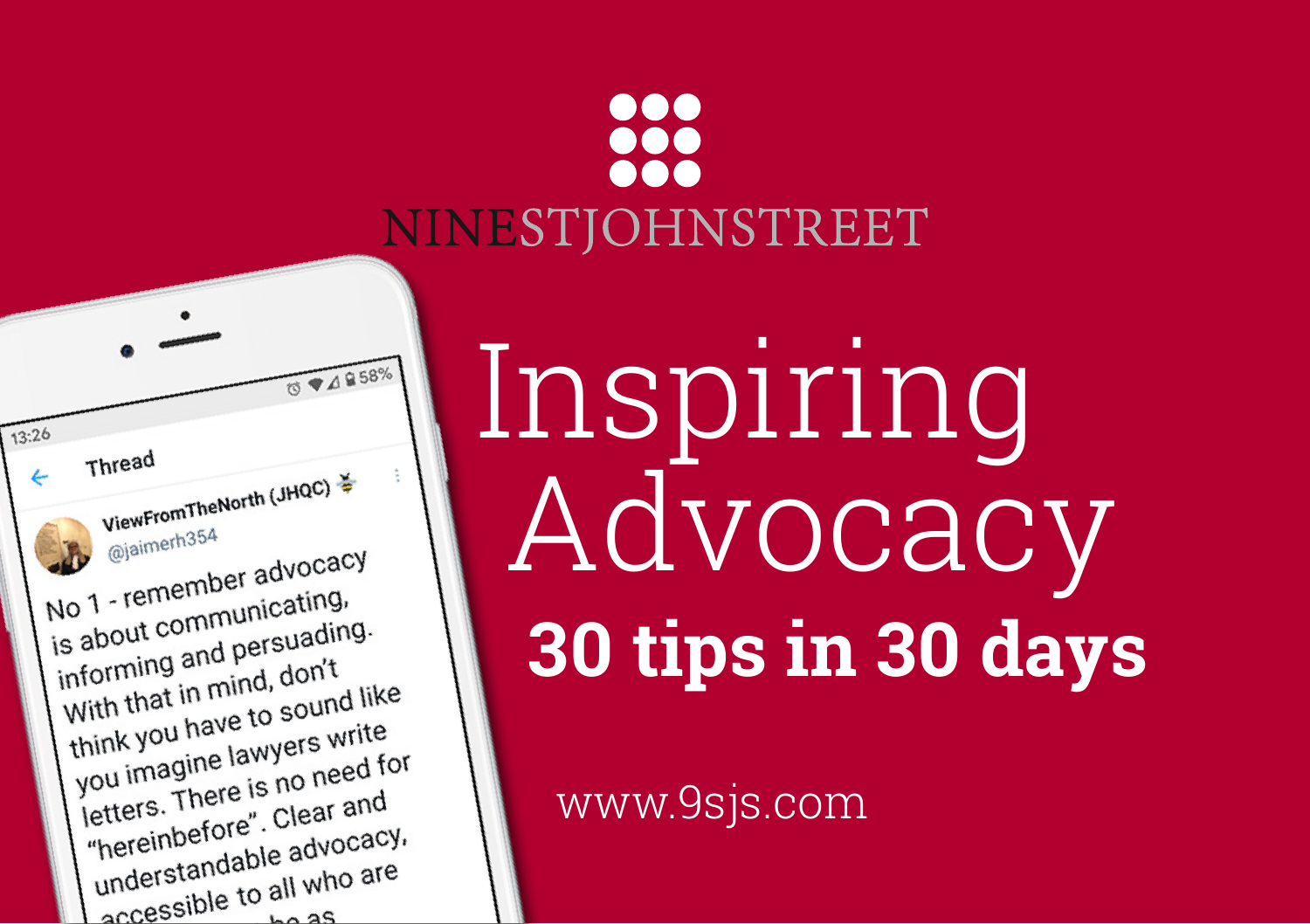NINESTJOHNSTREET

# Inspiring Advocacy

## 30 tips in 30 days

13:26

Thread

ViewFromTheNorth (JHQC)
@jaimerh354

No 1 - remember advocacy is about communicating, informing and persuading. With that in mind, don't think you have to sound like you imagine lawyers write letters. There is no need for "hereinbefore". Clear and understandable advocacy, accessible to all who are

www.9sjs.com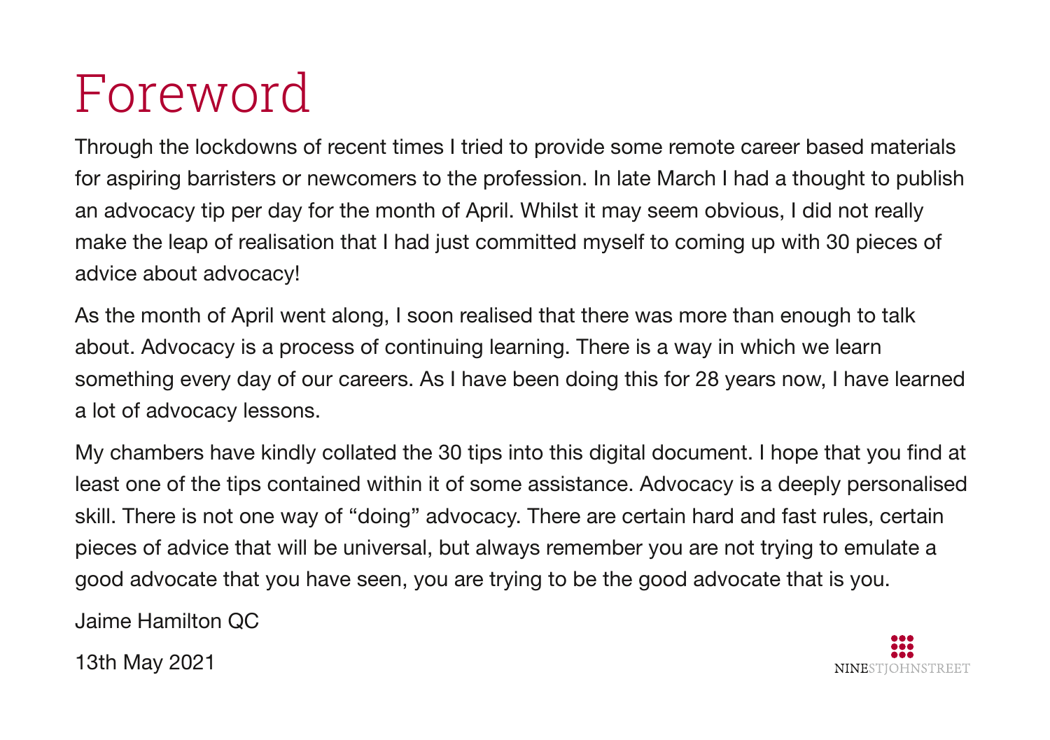# Foreword

Through the lockdowns of recent times I tried to provide some remote career based materials for aspiring barristers or newcomers to the profession. In late March I had a thought to publish an advocacy tip per day for the month of April. Whilst it may seem obvious, I did not really make the leap of realisation that I had just committed myself to coming up with 30 pieces of advice about advocacy!

As the month of April went along, I soon realised that there was more than enough to talk about. Advocacy is a process of continuing learning. There is a way in which we learn something every day of our careers. As I have been doing this for 28 years now, I have learned a lot of advocacy lessons.

My chambers have kindly collated the 30 tips into this digital document. I hope that you find at least one of the tips contained within it of some assistance. Advocacy is a deeply personalised skill. There is not one way of "doing" advocacy. There are certain hard and fast rules, certain pieces of advice that will be universal, but always remember you are not trying to emulate a good advocate that you have seen, you are trying to be the good advocate that is you.

Jaime Hamilton QC

13th May 2021

NINESTJOHNSTREET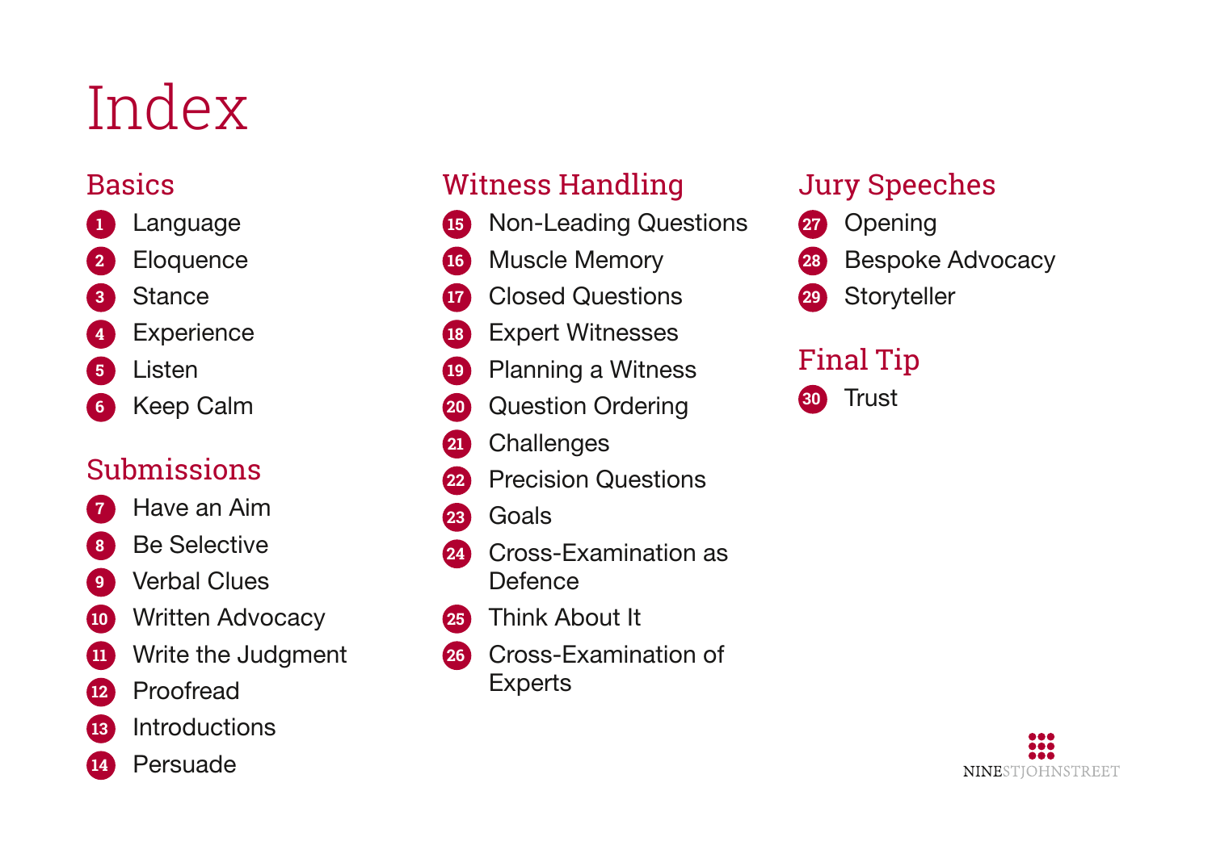# Index

## Basics

1. Language
2. Eloquence
3. Stance
4. Experience
5. Listen
6. Keep Calm

## Submissions

7. Have an Aim
8. Be Selective
9. Verbal Clues
10. Written Advocacy
11. Write the Judgment
12. Proofread
13. Introductions
14. Persuade

## Witness Handling

15. Non-Leading Questions
16. Muscle Memory
17. Closed Questions
18. Expert Witnesses
19. Planning a Witness
20. Question Ordering
21. Challenges
22. Precision Questions
23. Goals
24. Cross-Examination as Defence
25. Think About It
26. Cross-Examination of Experts

## Jury Speeches

27. Opening
28. Bespoke Advocacy
29. Storyteller

## Final Tip

30. Trust

NINESTJOHNSTREET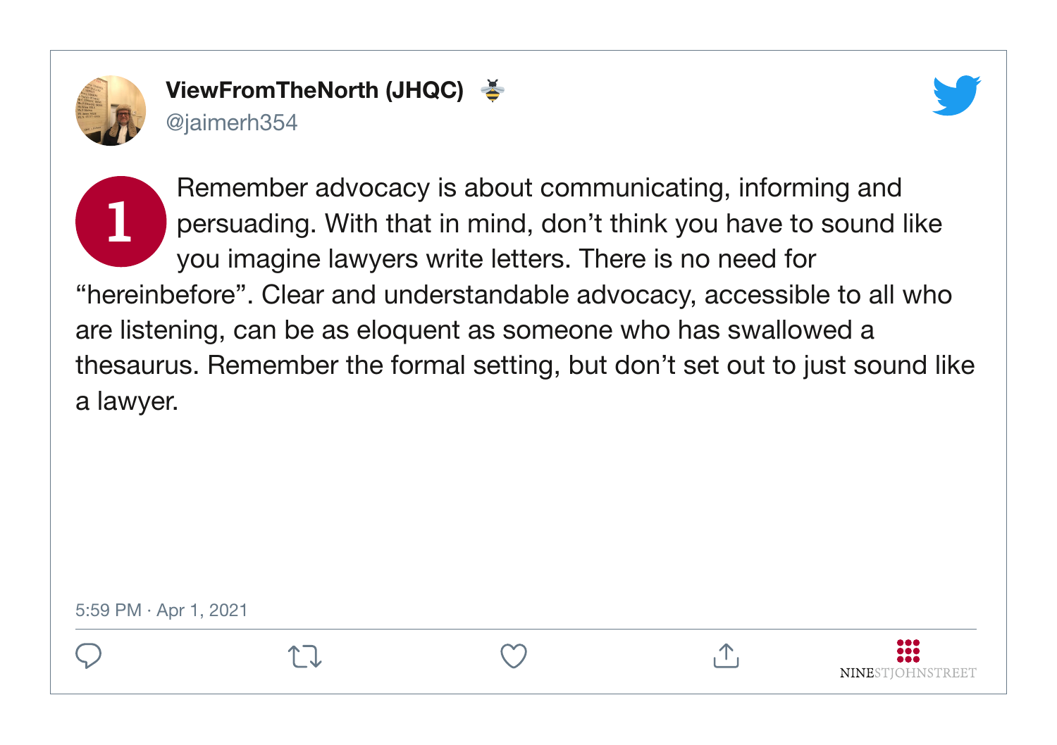**ViewFromTheNorth (JHQC)** 🐝
@jaimerh354

**1**

Remember advocacy is about communicating, informing and persuading. With that in mind, don't think you have to sound like you imagine lawyers write letters. There is no need for "hereinbefore". Clear and understandable advocacy, accessible to all who are listening, can be as eloquent as someone who has swallowed a thesaurus. Remember the formal setting, but don't set out to just sound like a lawyer.

5:59 PM · Apr 1, 2021

NINESTJOHNSTREET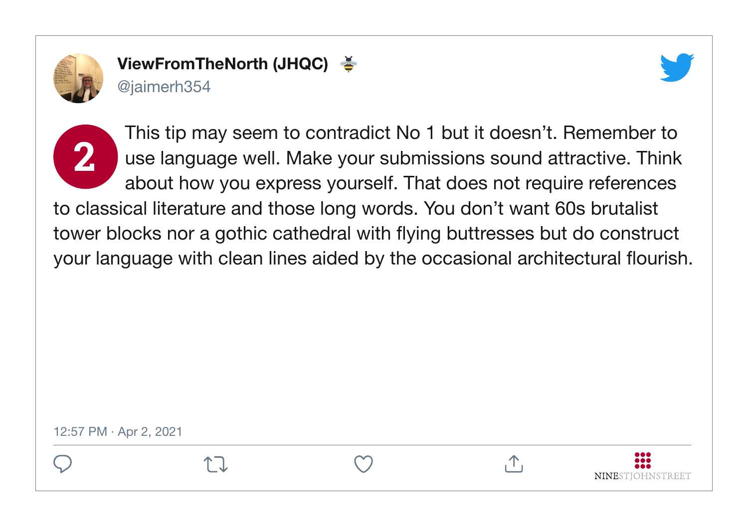**ViewFromTheNorth (JHQC)** 🐝
@jaimerh354

**2** This tip may seem to contradict No 1 but it doesn't. Remember to use language well. Make your submissions sound attractive. Think about how you express yourself. That does not require references to classical literature and those long words. You don't want 60s brutalist tower blocks nor a gothic cathedral with flying buttresses but do construct your language with clean lines aided by the occasional architectural flourish.

12:57 PM · Apr 2, 2021

NINESTJOHNSTREET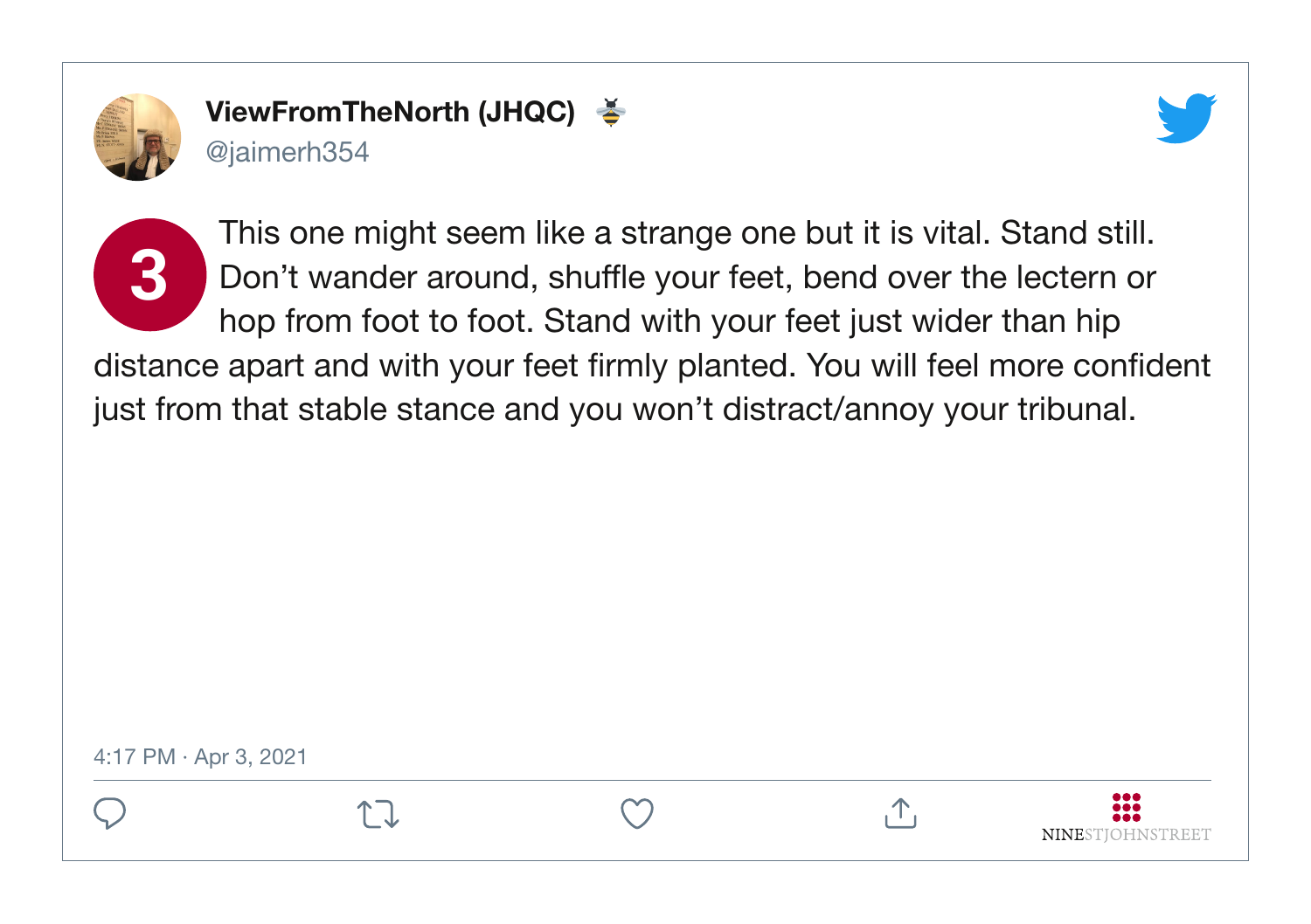**ViewFromTheNorth (JHQC)**
@jaimerh354

**3** This one might seem like a strange one but it is vital. Stand still. Don’t wander around, shuffle your feet, bend over the lectern or hop from foot to foot. Stand with your feet just wider than hip distance apart and with your feet firmly planted. You will feel more confident just from that stable stance and you won’t distract/annoy your tribunal.

4:17 PM · Apr 3, 2021

NINESTJOHNSTREET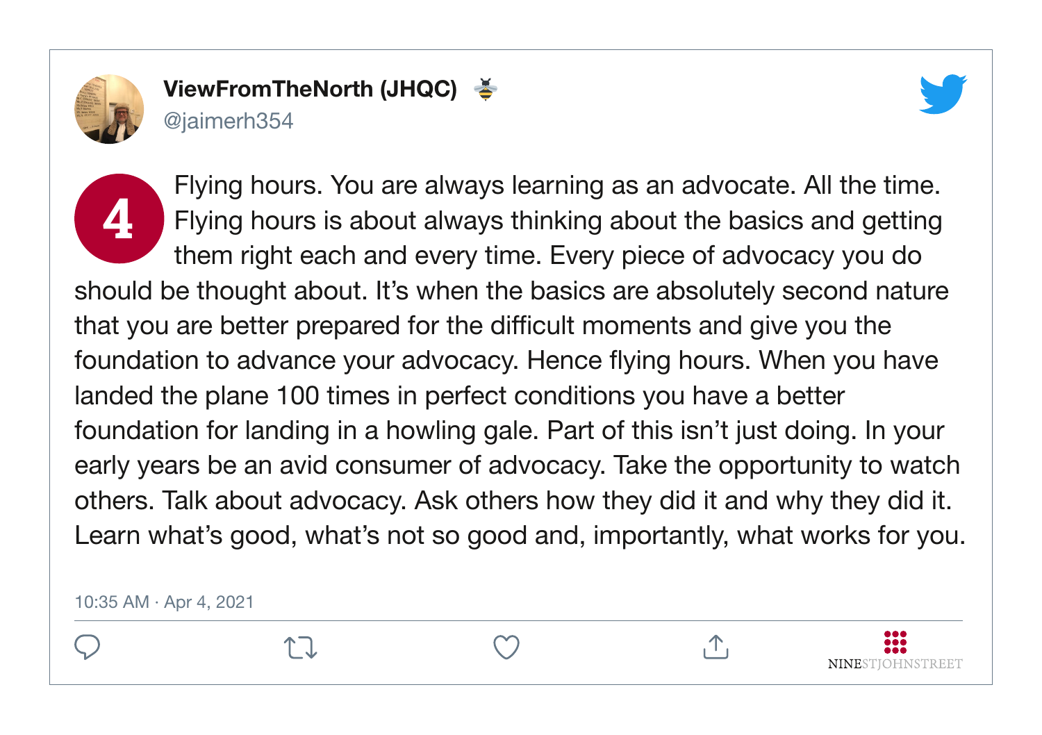**ViewFromTheNorth (JHQC)** 🐝
@jaimerh354

**4** Flying hours. You are always learning as an advocate. All the time. Flying hours is about always thinking about the basics and getting them right each and every time. Every piece of advocacy you do should be thought about. It's when the basics are absolutely second nature that you are better prepared for the difficult moments and give you the foundation to advance your advocacy. Hence flying hours. When you have landed the plane 100 times in perfect conditions you have a better foundation for landing in a howling gale. Part of this isn't just doing. In your early years be an avid consumer of advocacy. Take the opportunity to watch others. Talk about advocacy. Ask others how they did it and why they did it. Learn what's good, what's not so good and, importantly, what works for you.

10:35 AM · Apr 4, 2021

NINESTJOHNSTREET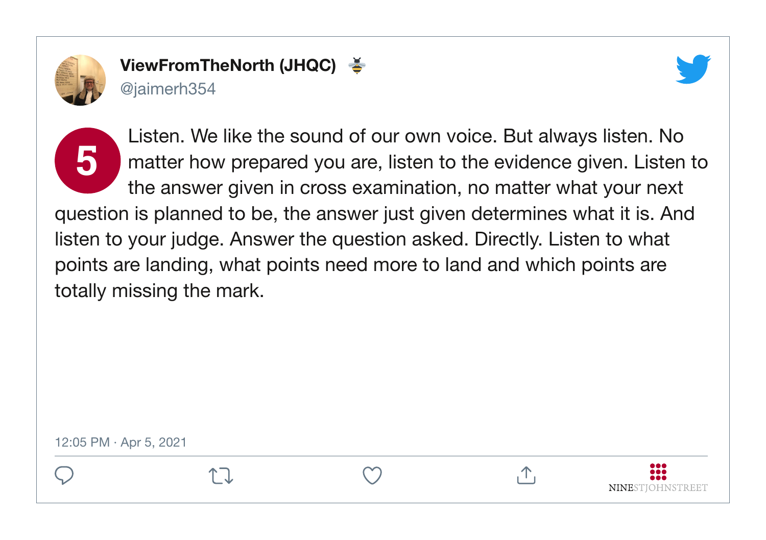**ViewFromTheNorth (JHQC)** 🐝
@jaimerh354

**5** Listen. We like the sound of our own voice. But always listen. No matter how prepared you are, listen to the evidence given. Listen to the answer given in cross examination, no matter what your next question is planned to be, the answer just given determines what it is. And listen to your judge. Answer the question asked. Directly. Listen to what points are landing, what points need more to land and which points are totally missing the mark.

12:05 PM · Apr 5, 2021

NINESTJOHNSTREET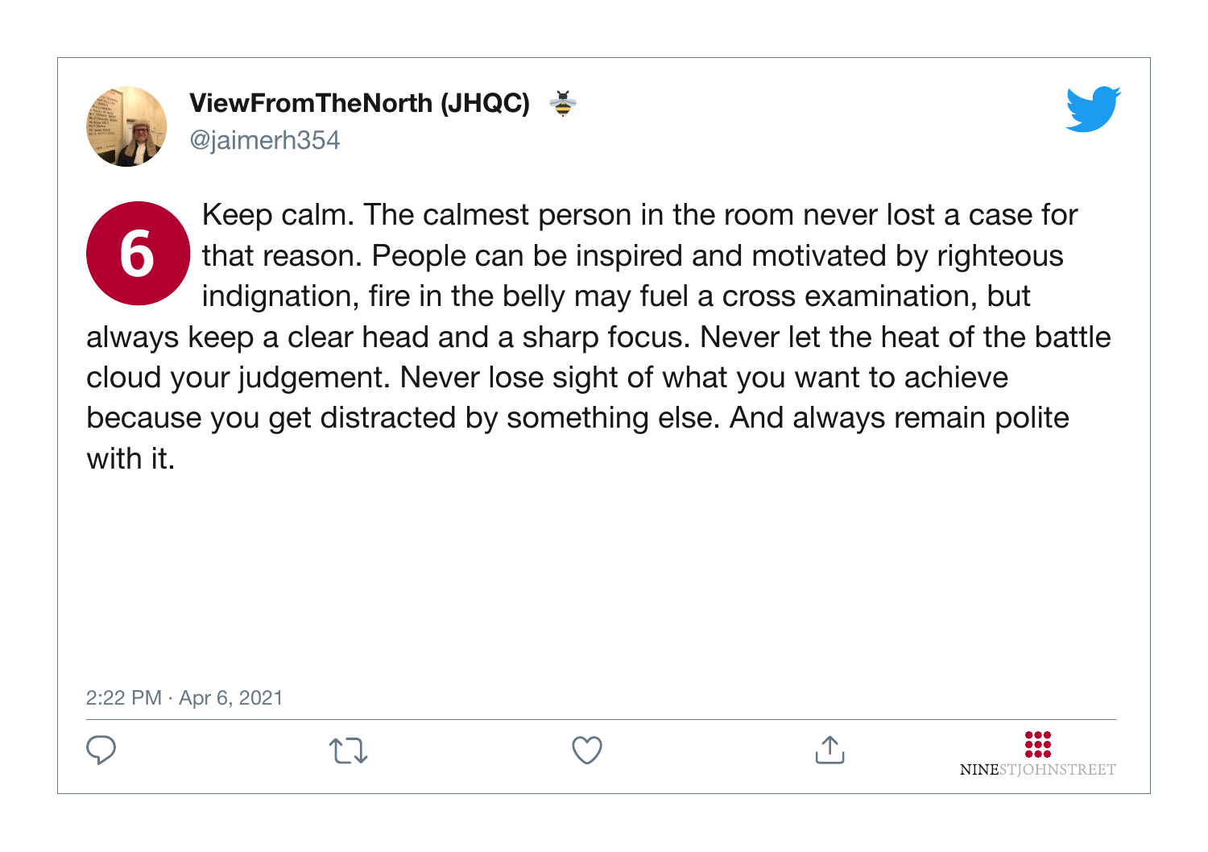**ViewFromTheNorth (JHQC)** 🐝
@jaimerh354

**6** Keep calm. The calmest person in the room never lost a case for that reason. People can be inspired and motivated by righteous indignation, fire in the belly may fuel a cross examination, but always keep a clear head and a sharp focus. Never let the heat of the battle cloud your judgement. Never lose sight of what you want to achieve because you get distracted by something else. And always remain polite with it.

2:22 PM · Apr 6, 2021

NINESTJOHNSTREET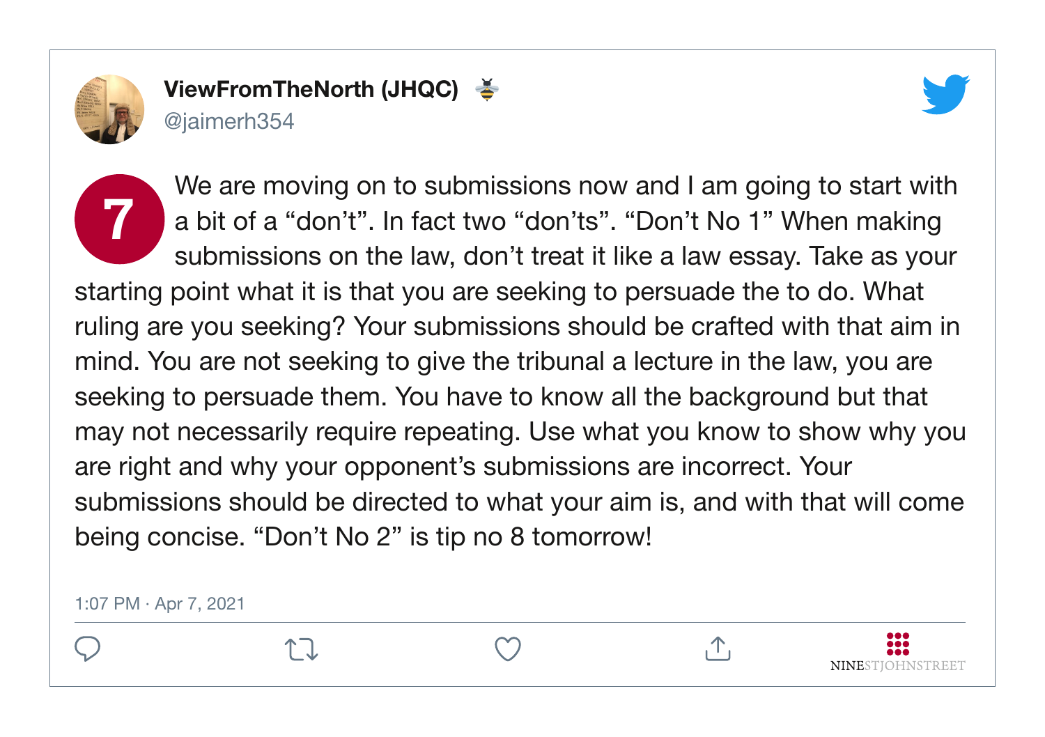**ViewFromTheNorth (JHQC)** 🐝
@jaimerh354

**7** We are moving on to submissions now and I am going to start with a bit of a "don't". In fact two "don'ts". "Don't No 1" When making submissions on the law, don't treat it like a law essay. Take as your starting point what it is that you are seeking to persuade the to do. What ruling are you seeking? Your submissions should be crafted with that aim in mind. You are not seeking to give the tribunal a lecture in the law, you are seeking to persuade them. You have to know all the background but that may not necessarily require repeating. Use what you know to show why you are right and why your opponent's submissions are incorrect. Your submissions should be directed to what your aim is, and with that will come being concise. "Don't No 2" is tip no 8 tomorrow!

1:07 PM · Apr 7, 2021

NINESTJOHNSTREET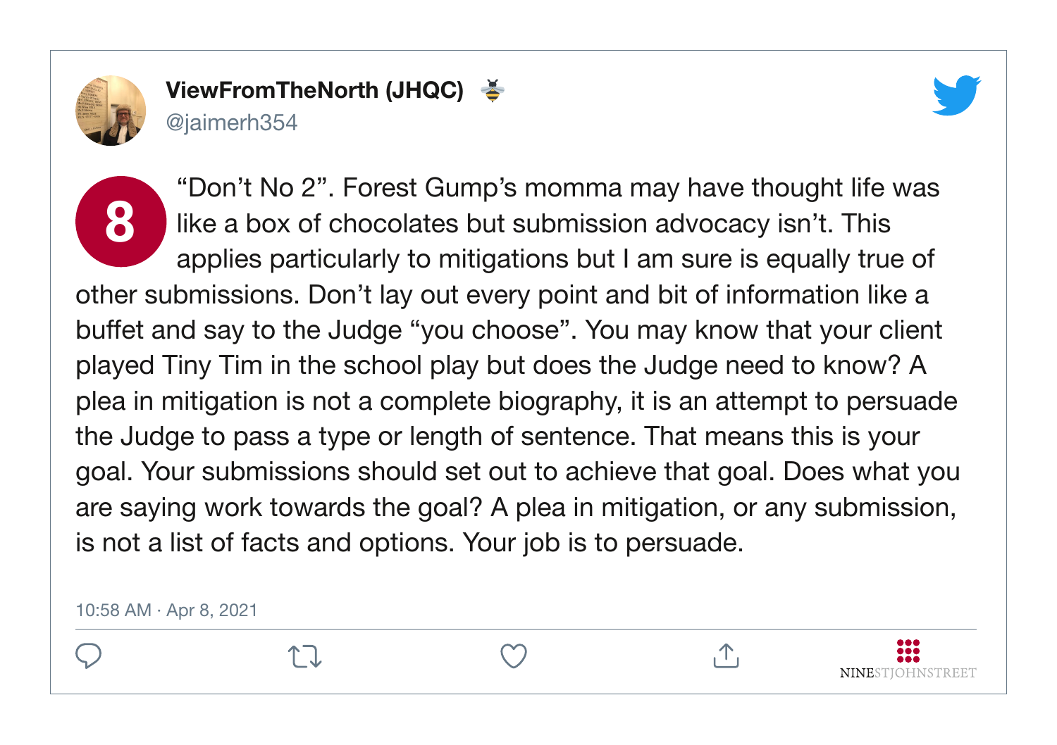**ViewFromTheNorth (JHQC)** 🐝
@jaimerh354

**8** “Don’t No 2”. Forest Gump’s momma may have thought life was like a box of chocolates but submission advocacy isn’t. This applies particularly to mitigations but I am sure is equally true of other submissions. Don’t lay out every point and bit of information like a buffet and say to the Judge “you choose”. You may know that your client played Tiny Tim in the school play but does the Judge need to know? A plea in mitigation is not a complete biography, it is an attempt to persuade the Judge to pass a type or length of sentence. That means this is your goal. Your submissions should set out to achieve that goal. Does what you are saying work towards the goal? A plea in mitigation, or any submission, is not a list of facts and options. Your job is to persuade.

10:58 AM · Apr 8, 2021

NINESTJOHNSTREET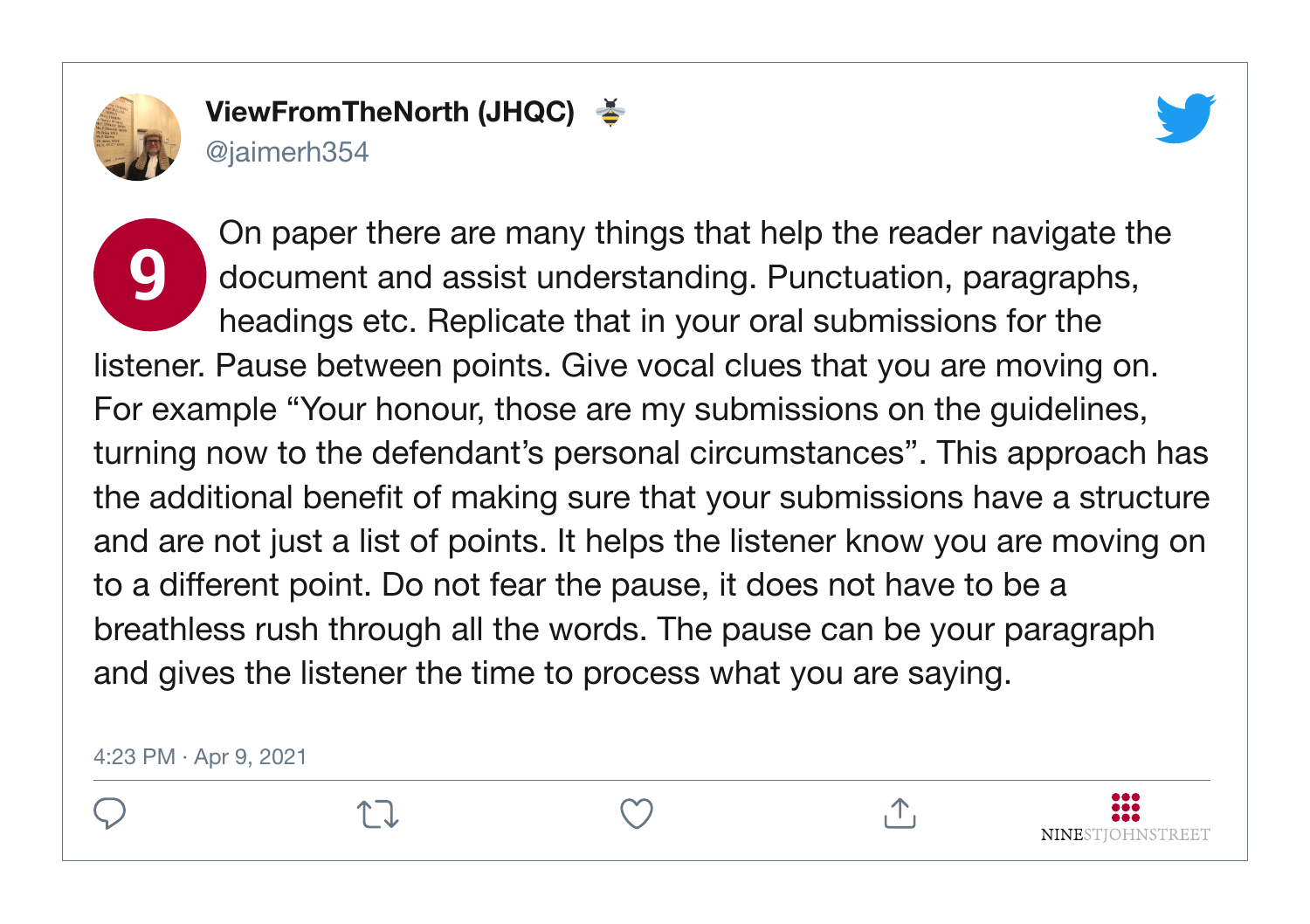**ViewFromTheNorth (JHQC)**
@jaimerh354

**9** On paper there are many things that help the reader navigate the document and assist understanding. Punctuation, paragraphs, headings etc. Replicate that in your oral submissions for the listener. Pause between points. Give vocal clues that you are moving on. For example “Your honour, those are my submissions on the guidelines, turning now to the defendant’s personal circumstances”. This approach has the additional benefit of making sure that your submissions have a structure and are not just a list of points. It helps the listener know you are moving on to a different point. Do not fear the pause, it does not have to be a breathless rush through all the words. The pause can be your paragraph and gives the listener the time to process what you are saying.

4:23 PM · Apr 9, 2021

NINESTJOHNSTREET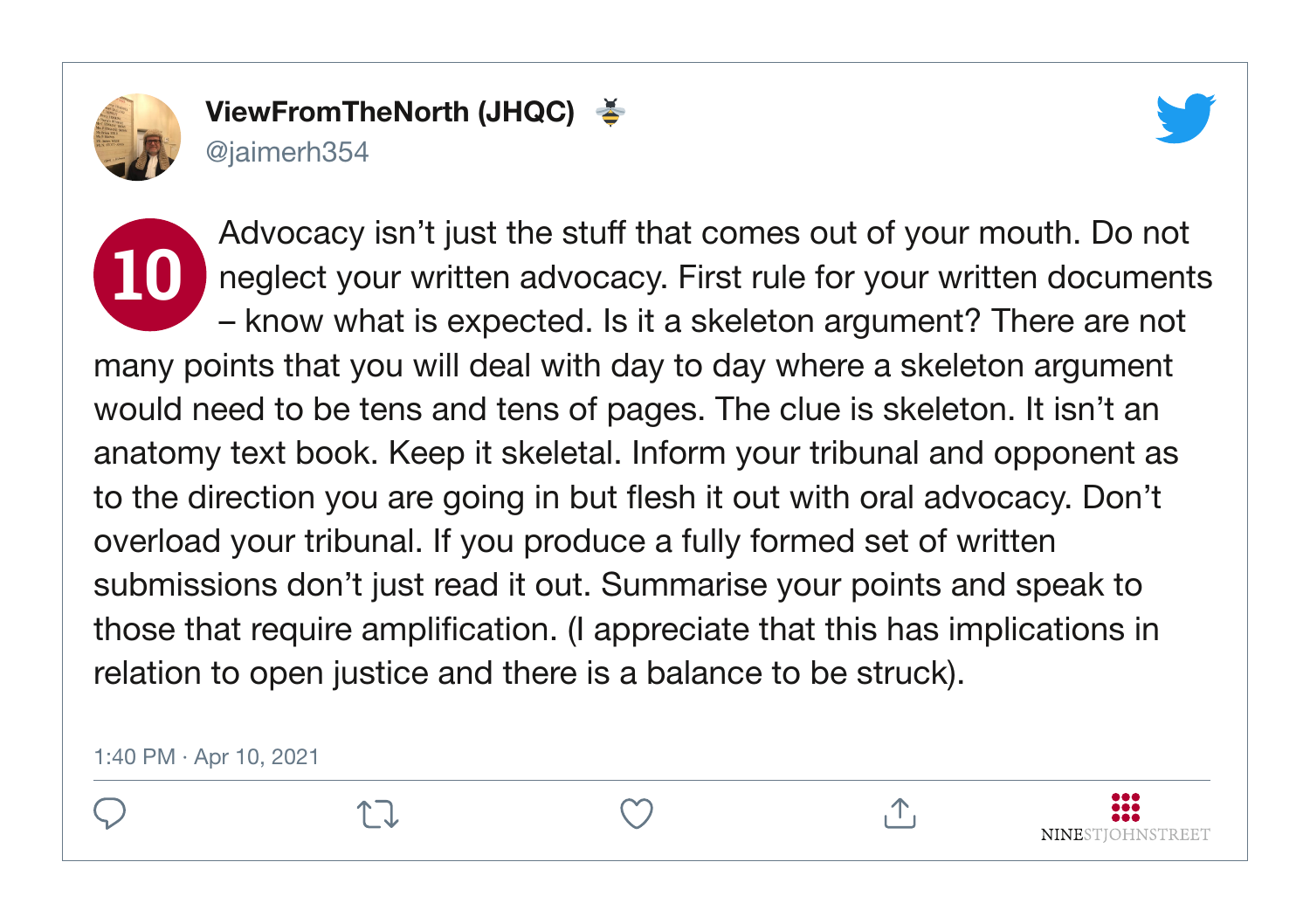**ViewFromTheNorth (JHQC)** 🐝
@jaimerh354

**10** Advocacy isn't just the stuff that comes out of your mouth. Do not neglect your written advocacy. First rule for your written documents – know what is expected. Is it a skeleton argument? There are not many points that you will deal with day to day where a skeleton argument would need to be tens and tens of pages. The clue is skeleton. It isn't an anatomy text book. Keep it skeletal. Inform your tribunal and opponent as to the direction you are going in but flesh it out with oral advocacy. Don't overload your tribunal. If you produce a fully formed set of written submissions don't just read it out. Summarise your points and speak to those that require amplification. (I appreciate that this has implications in relation to open justice and there is a balance to be struck).

1:40 PM · Apr 10, 2021

NINESTJOHNSTREET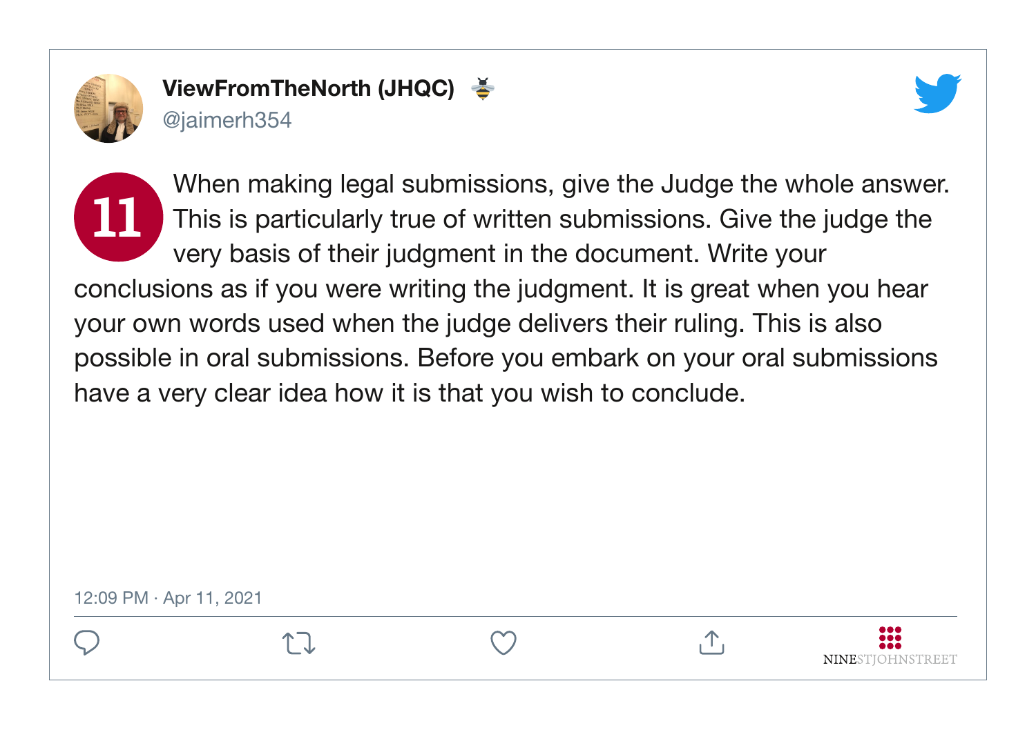**ViewFromTheNorth (JHQC)** 🐝
@jaimerh354

**11** When making legal submissions, give the Judge the whole answer. This is particularly true of written submissions. Give the judge the very basis of their judgment in the document. Write your conclusions as if you were writing the judgment. It is great when you hear your own words used when the judge delivers their ruling. This is also possible in oral submissions. Before you embark on your oral submissions have a very clear idea how it is that you wish to conclude.

12:09 PM · Apr 11, 2021

NINESTJOHNSTREET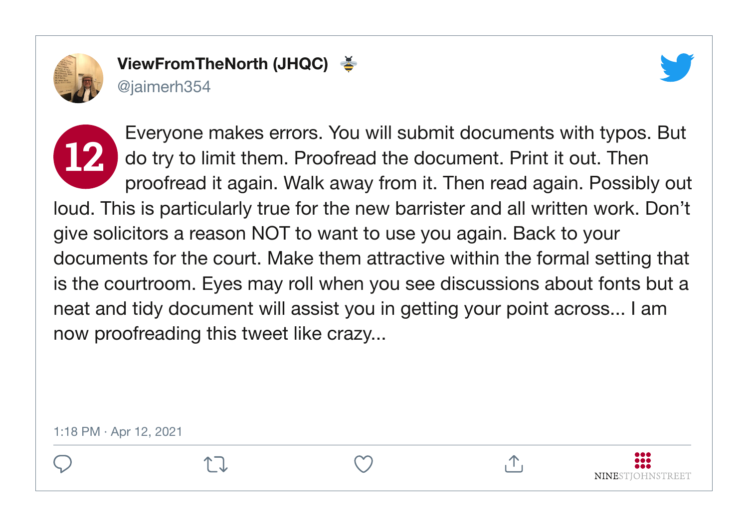**ViewFromTheNorth (JHQC)** 🐝
@jaimerh354

**12**

Everyone makes errors. You will submit documents with typos. But do try to limit them. Proofread the document. Print it out. Then proofread it again. Walk away from it. Then read again. Possibly out loud. This is particularly true for the new barrister and all written work. Don't give solicitors a reason NOT to want to use you again. Back to your documents for the court. Make them attractive within the formal setting that is the courtroom. Eyes may roll when you see discussions about fonts but a neat and tidy document will assist you in getting your point across... I am now proofreading this tweet like crazy...

1:18 PM · Apr 12, 2021

NINESTJOHNSTREET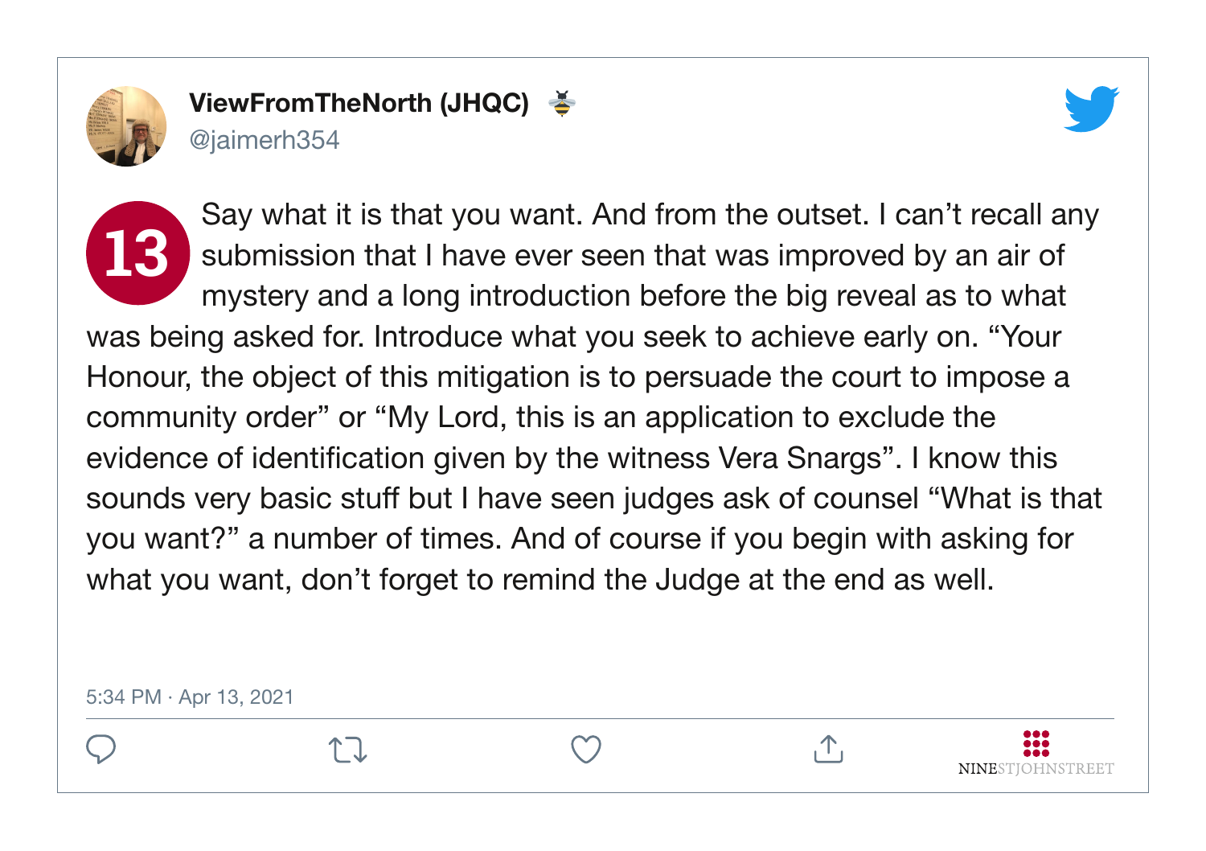**ViewFromTheNorth (JHQC)** 🐝
@jaimerh354

**13** Say what it is that you want. And from the outset. I can't recall any submission that I have ever seen that was improved by an air of mystery and a long introduction before the big reveal as to what was being asked for. Introduce what you seek to achieve early on. "Your Honour, the object of this mitigation is to persuade the court to impose a community order" or "My Lord, this is an application to exclude the evidence of identification given by the witness Vera Snargs". I know this sounds very basic stuff but I have seen judges ask of counsel "What is that you want?" a number of times. And of course if you begin with asking for what you want, don't forget to remind the Judge at the end as well.

5:34 PM · Apr 13, 2021

NINESTJOHNSTREET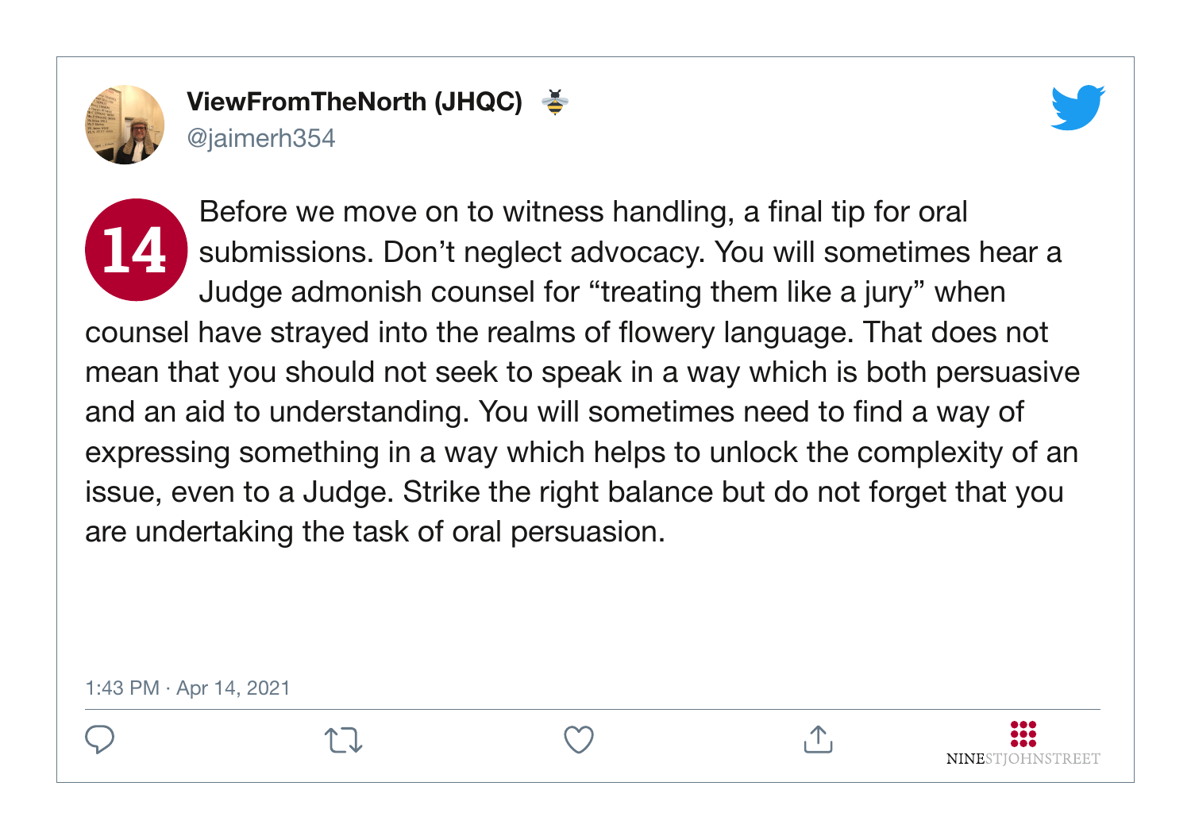**ViewFromTheNorth (JHQC)**
@jaimerh354

**14** Before we move on to witness handling, a final tip for oral submissions. Don't neglect advocacy. You will sometimes hear a Judge admonish counsel for "treating them like a jury" when counsel have strayed into the realms of flowery language. That does not mean that you should not seek to speak in a way which is both persuasive and an aid to understanding. You will sometimes need to find a way of expressing something in a way which helps to unlock the complexity of an issue, even to a Judge. Strike the right balance but do not forget that you are undertaking the task of oral persuasion.

1:43 PM · Apr 14, 2021

NINESTJOHNSTREET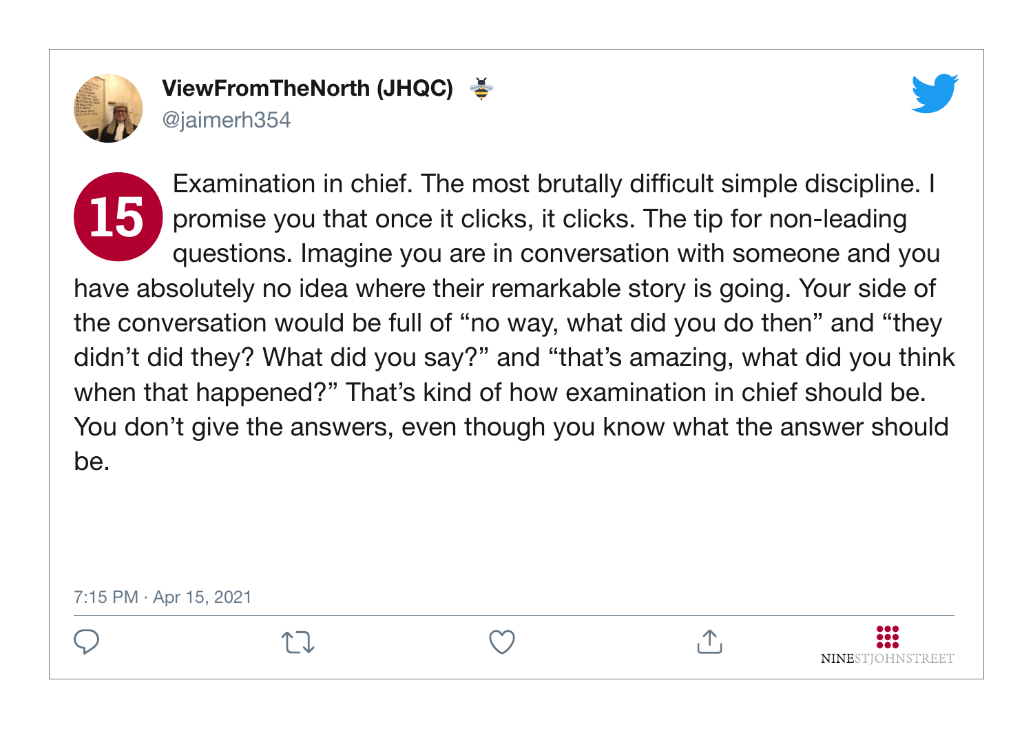**ViewFromTheNorth (JHQC)** 🐝
@jaimerh354

**15** Examination in chief. The most brutally difficult simple discipline. I promise you that once it clicks, it clicks. The tip for non-leading questions. Imagine you are in conversation with someone and you have absolutely no idea where their remarkable story is going. Your side of the conversation would be full of “no way, what did you do then” and “they didn’t did they? What did you say?” and “that’s amazing, what did you think when that happened?” That’s kind of how examination in chief should be. You don’t give the answers, even though you know what the answer should be.

7:15 PM · Apr 15, 2021

NINESTJOHNSTREET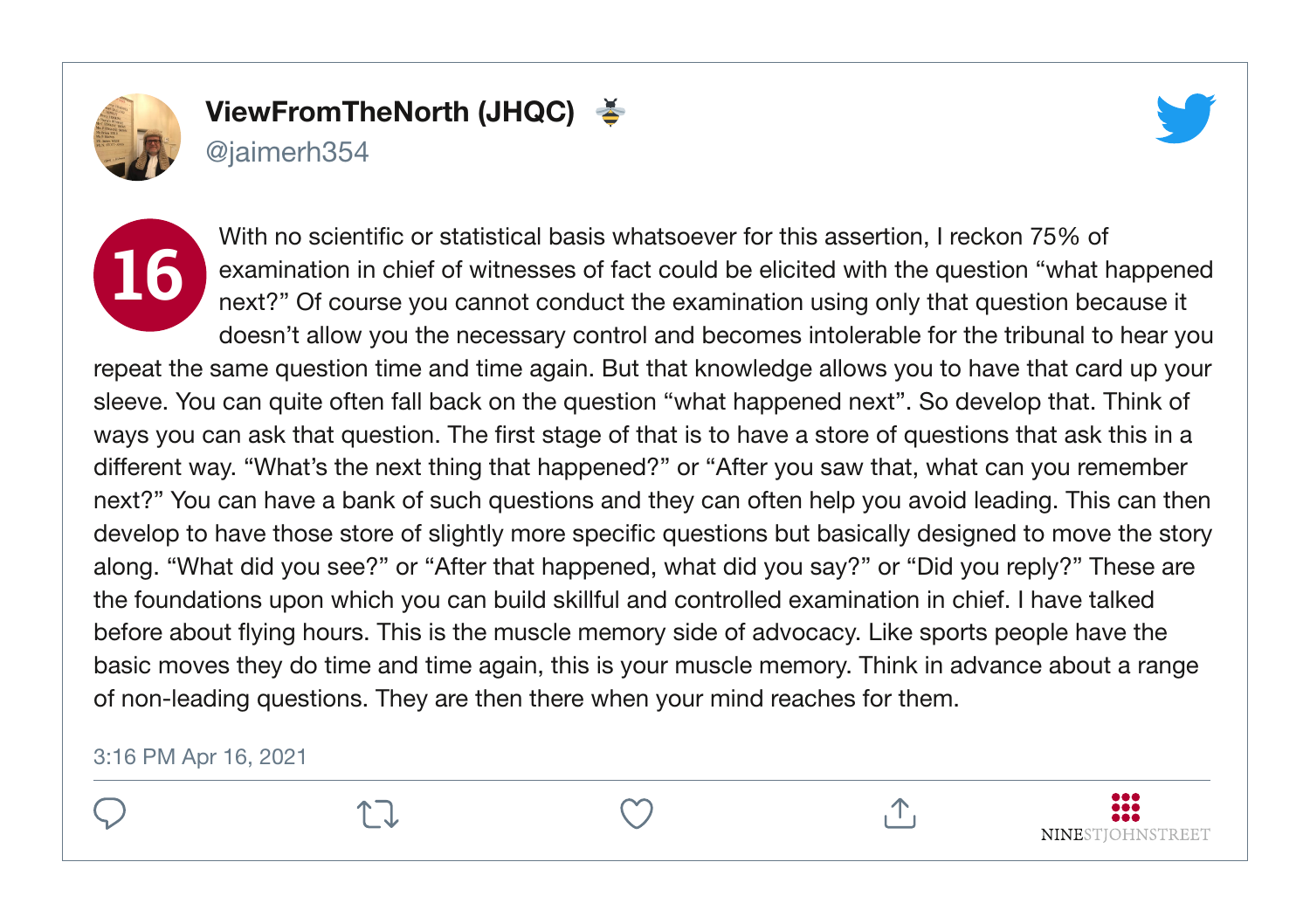**ViewFromTheNorth (JHQC)**
@jaimerh354

**16**

With no scientific or statistical basis whatsoever for this assertion, I reckon 75% of examination in chief of witnesses of fact could be elicited with the question "what happened next?" Of course you cannot conduct the examination using only that question because it doesn't allow you the necessary control and becomes intolerable for the tribunal to hear you repeat the same question time and time again. But that knowledge allows you to have that card up your sleeve. You can quite often fall back on the question "what happened next". So develop that. Think of ways you can ask that question. The first stage of that is to have a store of questions that ask this in a different way. "What's the next thing that happened?" or "After you saw that, what can you remember next?" You can have a bank of such questions and they can often help you avoid leading. This can then develop to have those store of slightly more specific questions but basically designed to move the story along. "What did you see?" or "After that happened, what did you say?" or "Did you reply?" These are the foundations upon which you can build skillful and controlled examination in chief. I have talked before about flying hours. This is the muscle memory side of advocacy. Like sports people have the basic moves they do time and time again, this is your muscle memory. Think in advance about a range of non-leading questions. They are then there when your mind reaches for them.

3:16 PM Apr 16, 2021

NINESTJOHNSTREET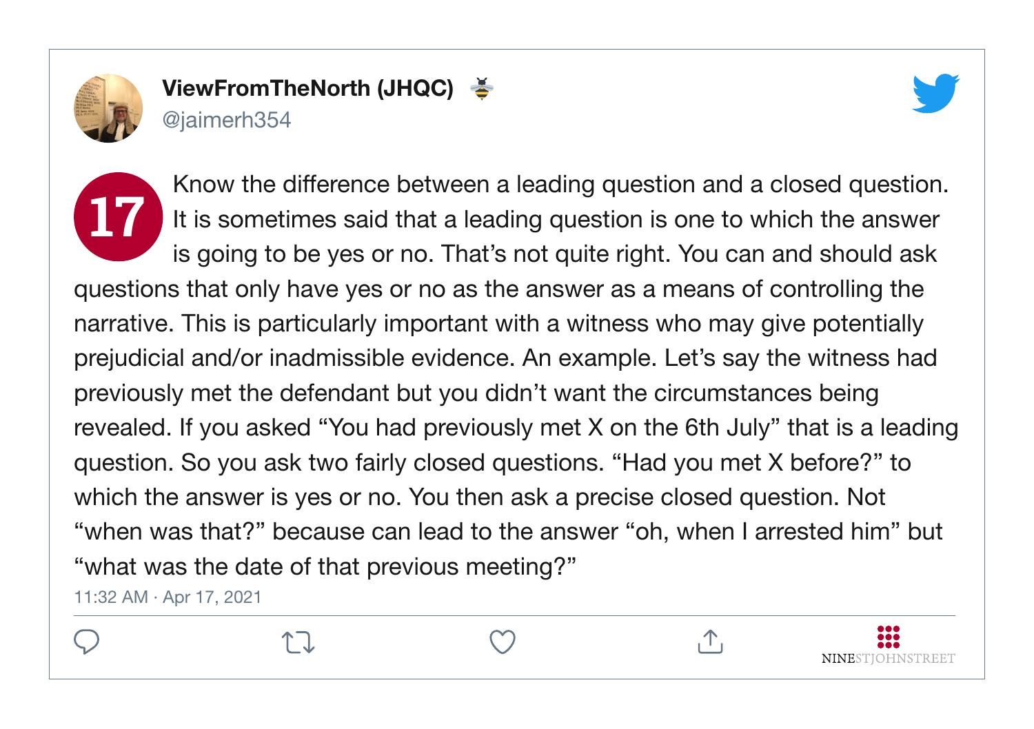**ViewFromTheNorth (JHQC)**
@jaimerh354

**17** Know the difference between a leading question and a closed question. It is sometimes said that a leading question is one to which the answer is going to be yes or no. That's not quite right. You can and should ask questions that only have yes or no as the answer as a means of controlling the narrative. This is particularly important with a witness who may give potentially prejudicial and/or inadmissible evidence. An example. Let's say the witness had previously met the defendant but you didn't want the circumstances being revealed. If you asked "You had previously met X on the 6th July" that is a leading question. So you ask two fairly closed questions. "Had you met X before?" to which the answer is yes or no. You then ask a precise closed question. Not "when was that?" because can lead to the answer "oh, when I arrested him" but "what was the date of that previous meeting?"

11:32 AM · Apr 17, 2021

NINESTJOHNSTREET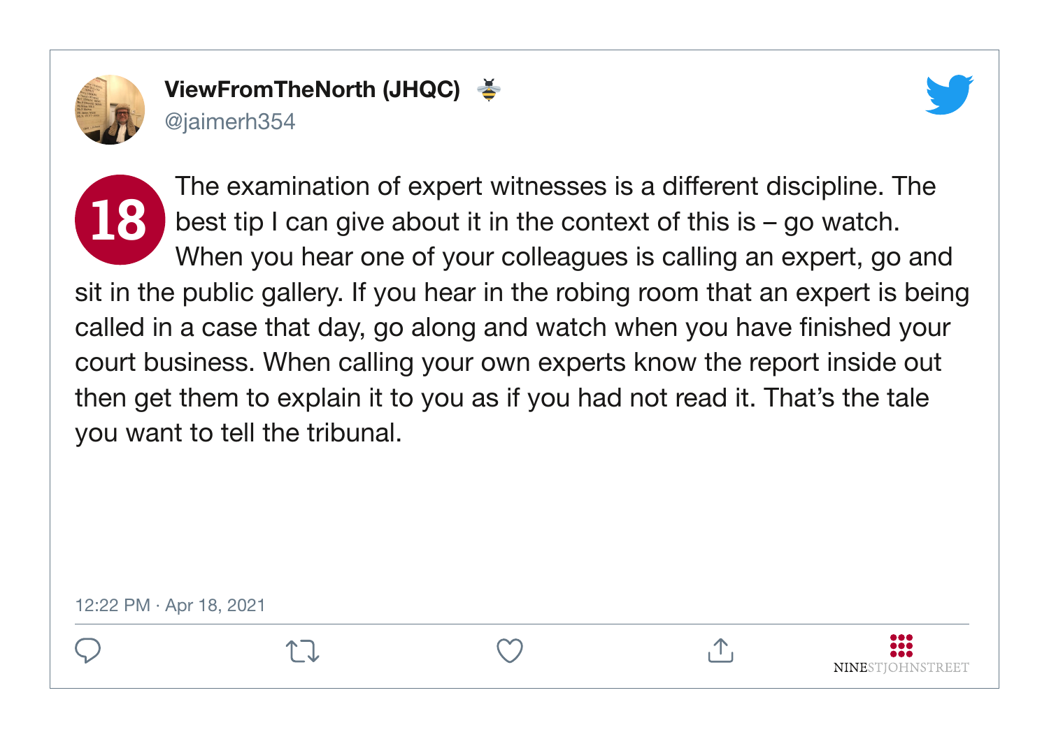**ViewFromTheNorth (JHQC)** 🐝
@jaimerh354

**18** The examination of expert witnesses is a different discipline. The best tip I can give about it in the context of this is – go watch. When you hear one of your colleagues is calling an expert, go and sit in the public gallery. If you hear in the robing room that an expert is being called in a case that day, go along and watch when you have finished your court business. When calling your own experts know the report inside out then get them to explain it to you as if you had not read it. That's the tale you want to tell the tribunal.

12:22 PM · Apr 18, 2021

NINESTJOHNSTREET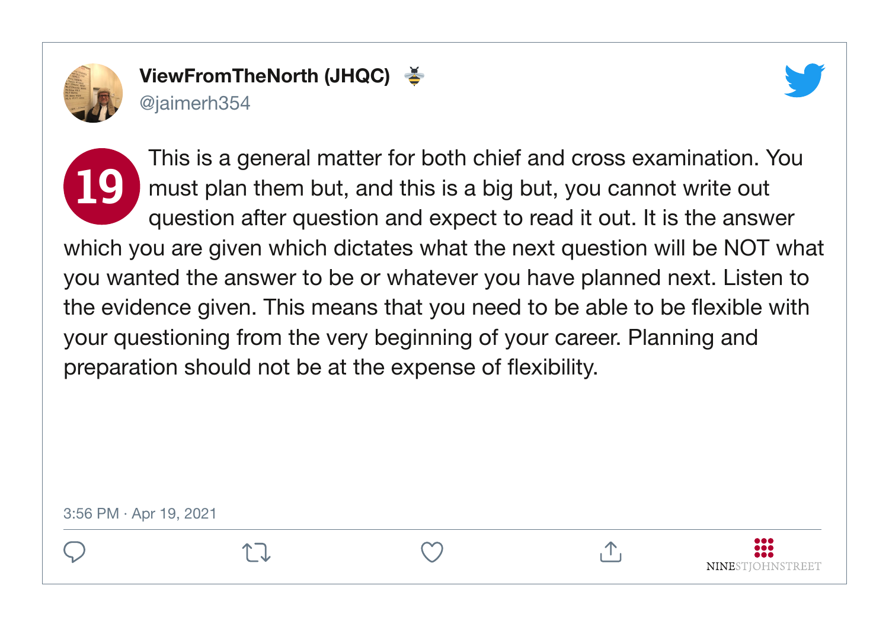**ViewFromTheNorth (JHQC)** 🐝
@jaimerh354

**19** This is a general matter for both chief and cross examination. You must plan them but, and this is a big but, you cannot write out question after question and expect to read it out. It is the answer which you are given which dictates what the next question will be NOT what you wanted the answer to be or whatever you have planned next. Listen to the evidence given. This means that you need to be able to be flexible with your questioning from the very beginning of your career. Planning and preparation should not be at the expense of flexibility.

3:56 PM · Apr 19, 2021

NINESTJOHNSTREET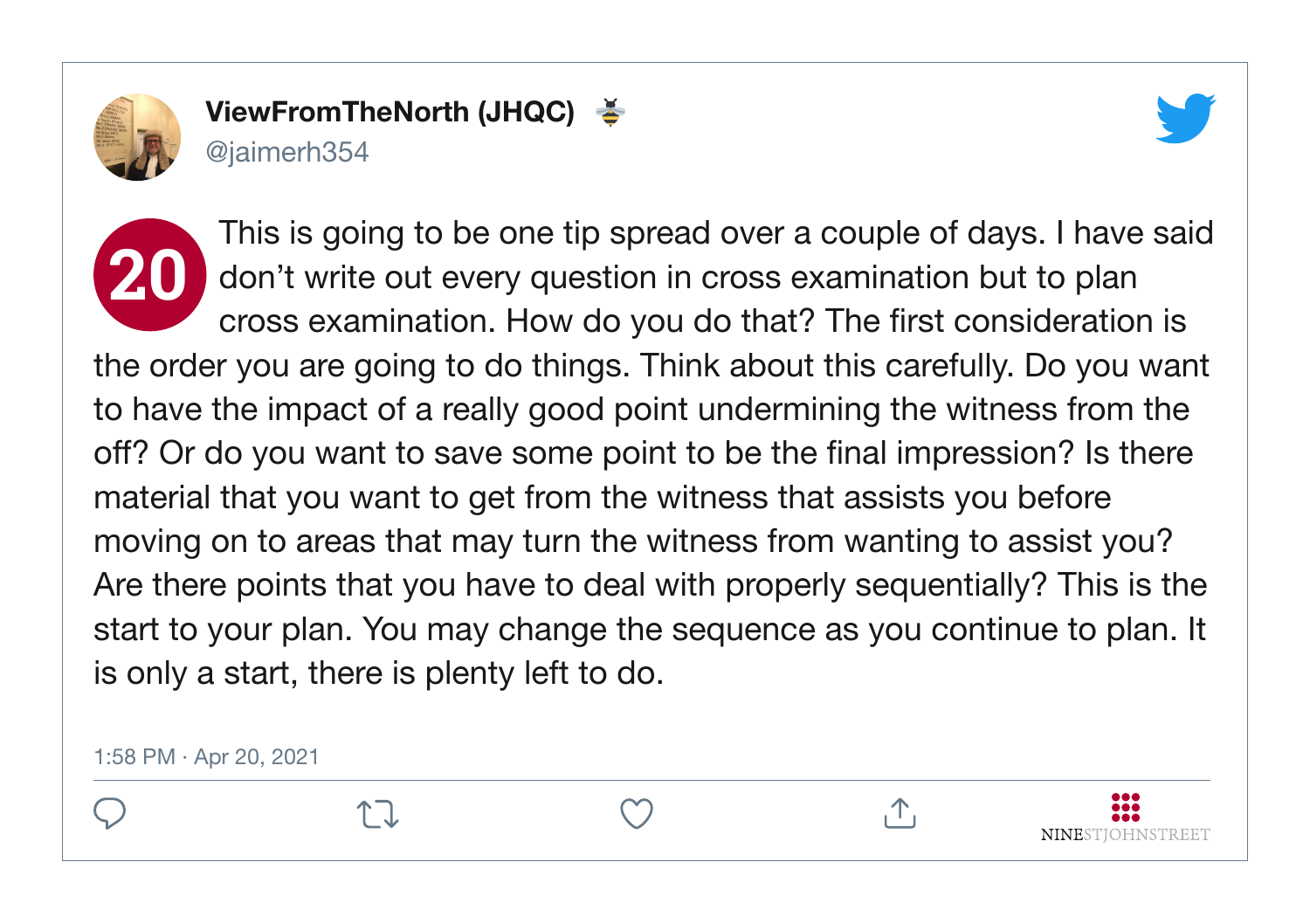**ViewFromTheNorth (JHQC)** 🐝
@jaimerh354

**20** This is going to be one tip spread over a couple of days. I have said don't write out every question in cross examination but to plan cross examination. How do you do that? The first consideration is the order you are going to do things. Think about this carefully. Do you want to have the impact of a really good point undermining the witness from the off? Or do you want to save some point to be the final impression? Is there material that you want to get from the witness that assists you before moving on to areas that may turn the witness from wanting to assist you? Are there points that you have to deal with properly sequentially? This is the start to your plan. You may change the sequence as you continue to plan. It is only a start, there is plenty left to do.

1:58 PM · Apr 20, 2021

NINESTJOHNSTREET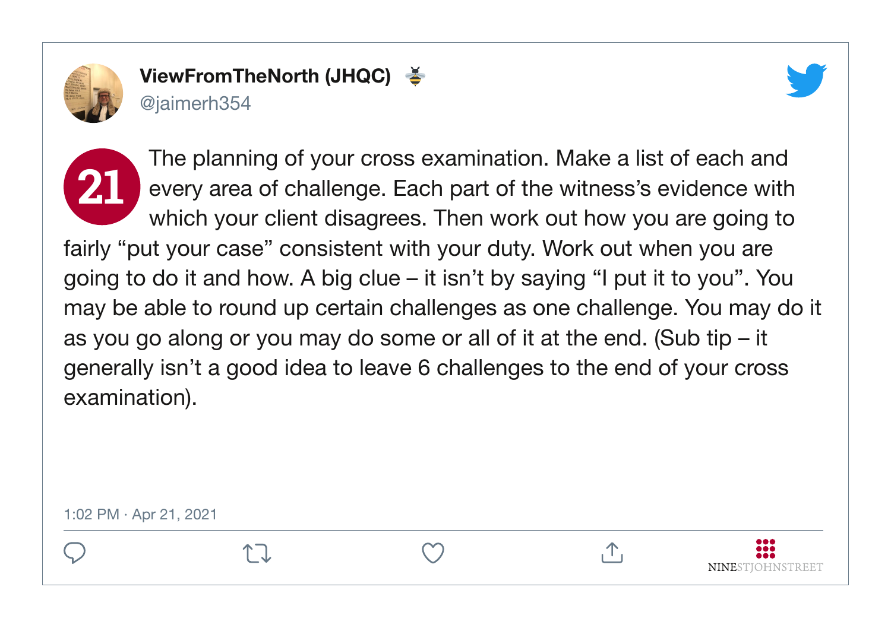**ViewFromTheNorth (JHQC)** 🐝
@jaimerh354

**21** The planning of your cross examination. Make a list of each and every area of challenge. Each part of the witness's evidence with which your client disagrees. Then work out how you are going to fairly "put your case" consistent with your duty. Work out when you are going to do it and how. A big clue – it isn't by saying "I put it to you". You may be able to round up certain challenges as one challenge. You may do it as you go along or you may do some or all of it at the end. (Sub tip – it generally isn't a good idea to leave 6 challenges to the end of your cross examination).

1:02 PM · Apr 21, 2021

NINESTJOHNSTREET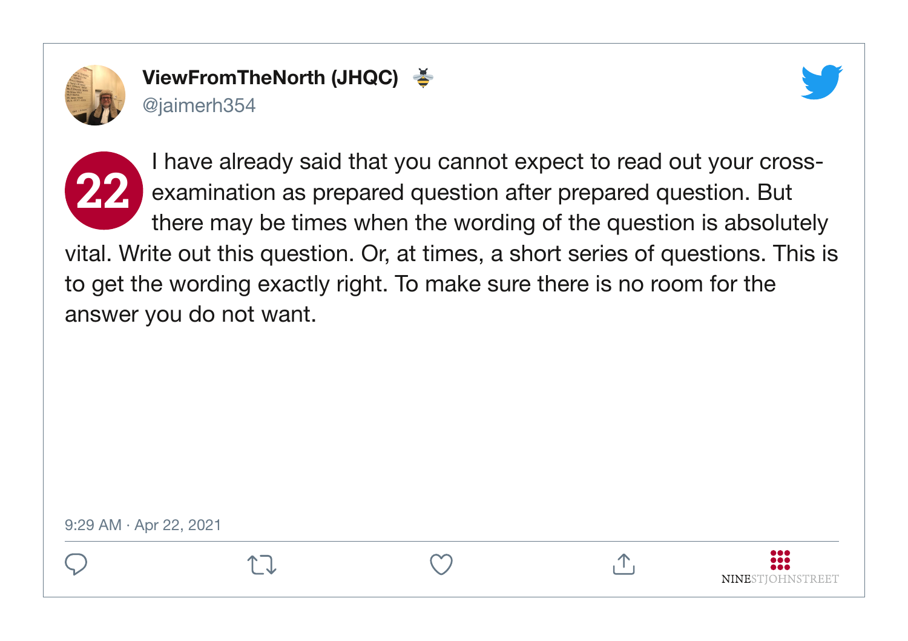**ViewFromTheNorth (JHQC)**
@jaimerh354

**22** I have already said that you cannot expect to read out your cross-examination as prepared question after prepared question. But there may be times when the wording of the question is absolutely vital. Write out this question. Or, at times, a short series of questions. This is to get the wording exactly right. To make sure there is no room for the answer you do not want.

9:29 AM · Apr 22, 2021

NINESTJOHNSTREET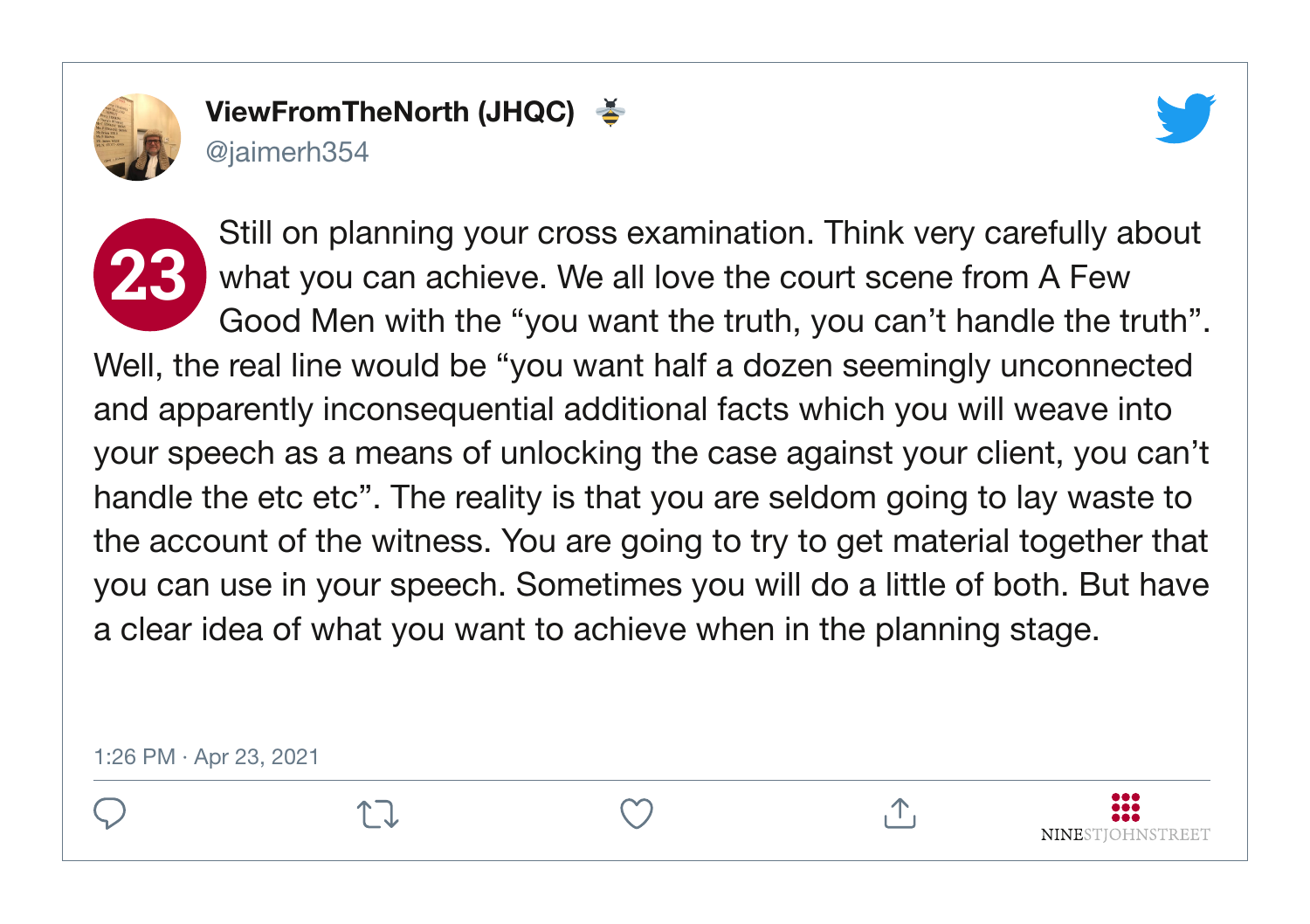**ViewFromTheNorth (JHQC)** 🐝
@jaimerh354

**23** Still on planning your cross examination. Think very carefully about what you can achieve. We all love the court scene from A Few Good Men with the "you want the truth, you can't handle the truth". Well, the real line would be "you want half a dozen seemingly unconnected and apparently inconsequential additional facts which you will weave into your speech as a means of unlocking the case against your client, you can't handle the etc etc". The reality is that you are seldom going to lay waste to the account of the witness. You are going to try to get material together that you can use in your speech. Sometimes you will do a little of both. But have a clear idea of what you want to achieve when in the planning stage.

1:26 PM · Apr 23, 2021

NINESTJOHNSTREET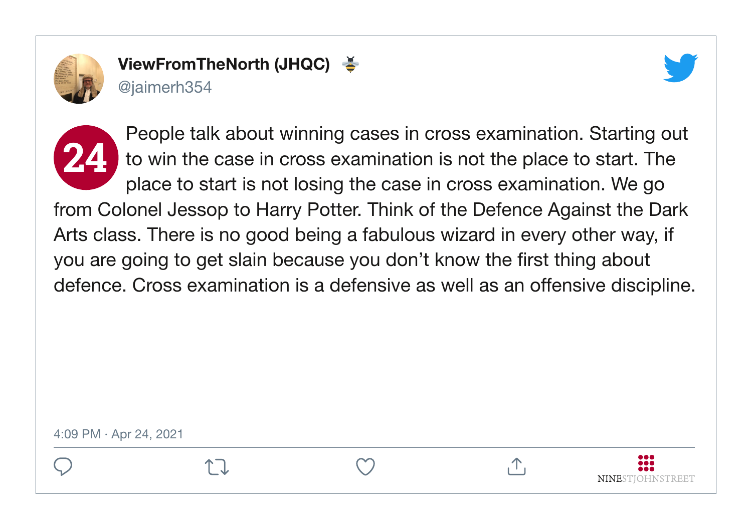**ViewFromTheNorth (JHQC)** 🐝
@jaimerh354

**24** People talk about winning cases in cross examination. Starting out to win the case in cross examination is not the place to start. The place to start is not losing the case in cross examination. We go from Colonel Jessop to Harry Potter. Think of the Defence Against the Dark Arts class. There is no good being a fabulous wizard in every other way, if you are going to get slain because you don't know the first thing about defence. Cross examination is a defensive as well as an offensive discipline.

4:09 PM · Apr 24, 2021

NINESTJOHNSTREET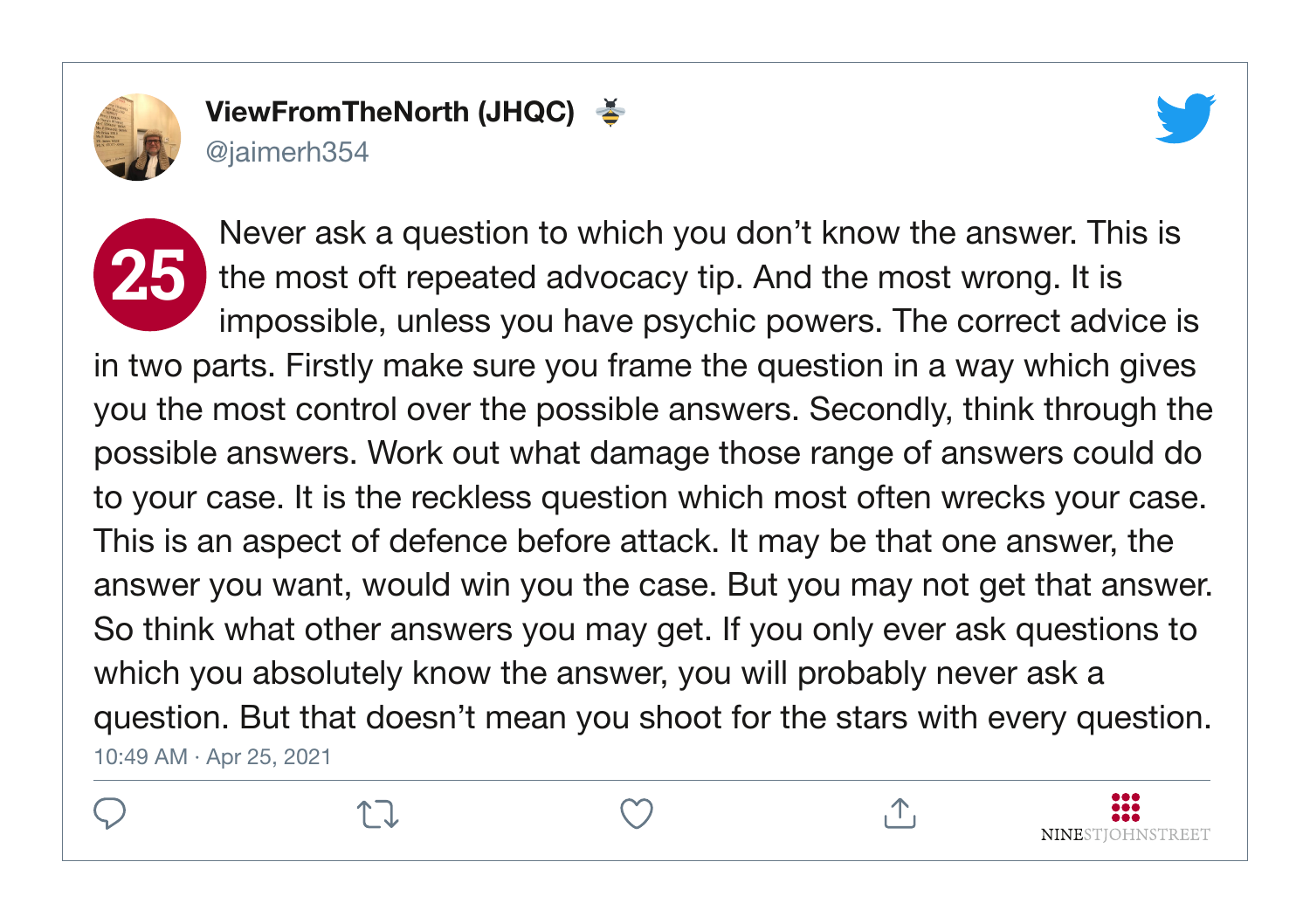**ViewFromTheNorth (JHQC)** 🐝
@jaimerh354

**25** Never ask a question to which you don't know the answer. This is the most oft repeated advocacy tip. And the most wrong. It is impossible, unless you have psychic powers. The correct advice is in two parts. Firstly make sure you frame the question in a way which gives you the most control over the possible answers. Secondly, think through the possible answers. Work out what damage those range of answers could do to your case. It is the reckless question which most often wrecks your case. This is an aspect of defence before attack. It may be that one answer, the answer you want, would win you the case. But you may not get that answer. So think what other answers you may get. If you only ever ask questions to which you absolutely know the answer, you will probably never ask a question. But that doesn't mean you shoot for the stars with every question.

10:49 AM · Apr 25, 2021

NINESTJOHNSTREET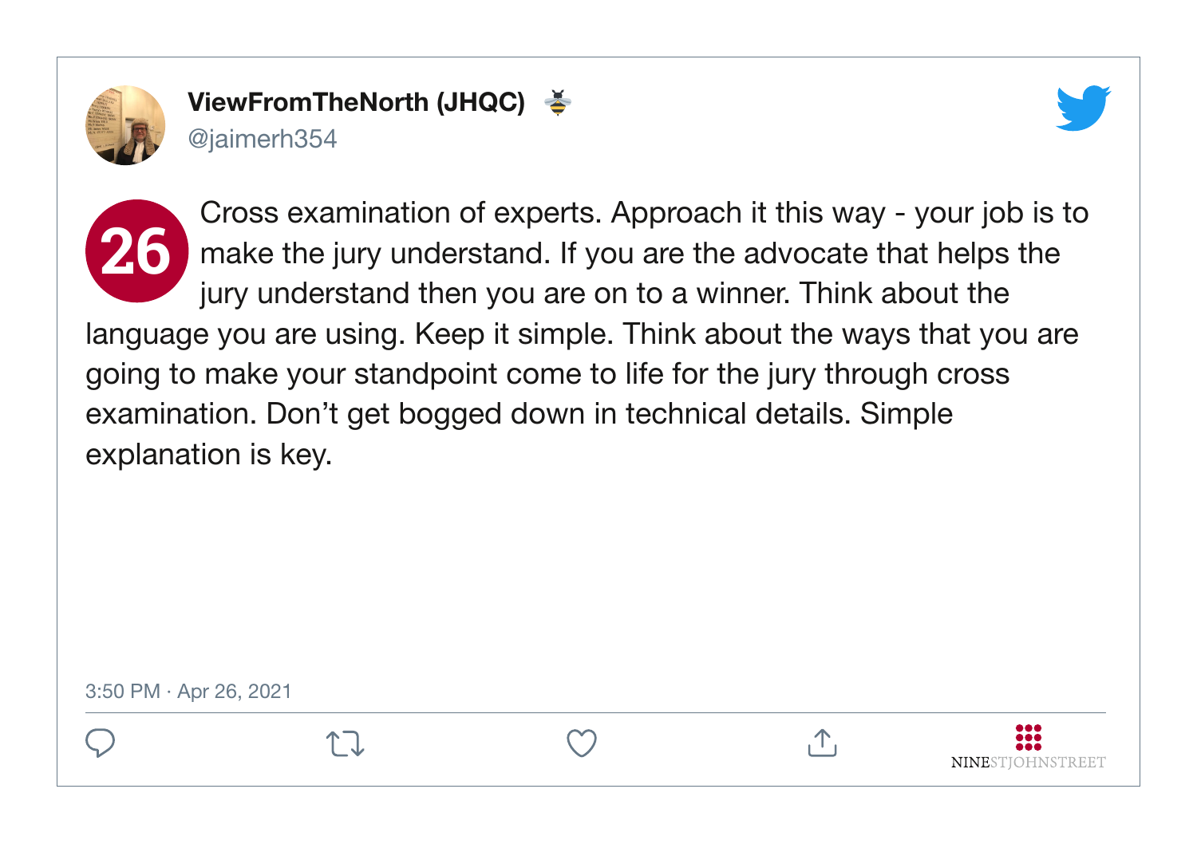**ViewFromTheNorth (JHQC)** 🐝
@jaimerh354

**26** Cross examination of experts. Approach it this way - your job is to make the jury understand. If you are the advocate that helps the jury understand then you are on to a winner. Think about the language you are using. Keep it simple. Think about the ways that you are going to make your standpoint come to life for the jury through cross examination. Don't get bogged down in technical details. Simple explanation is key.

3:50 PM · Apr 26, 2021

NINESTJOHNSTREET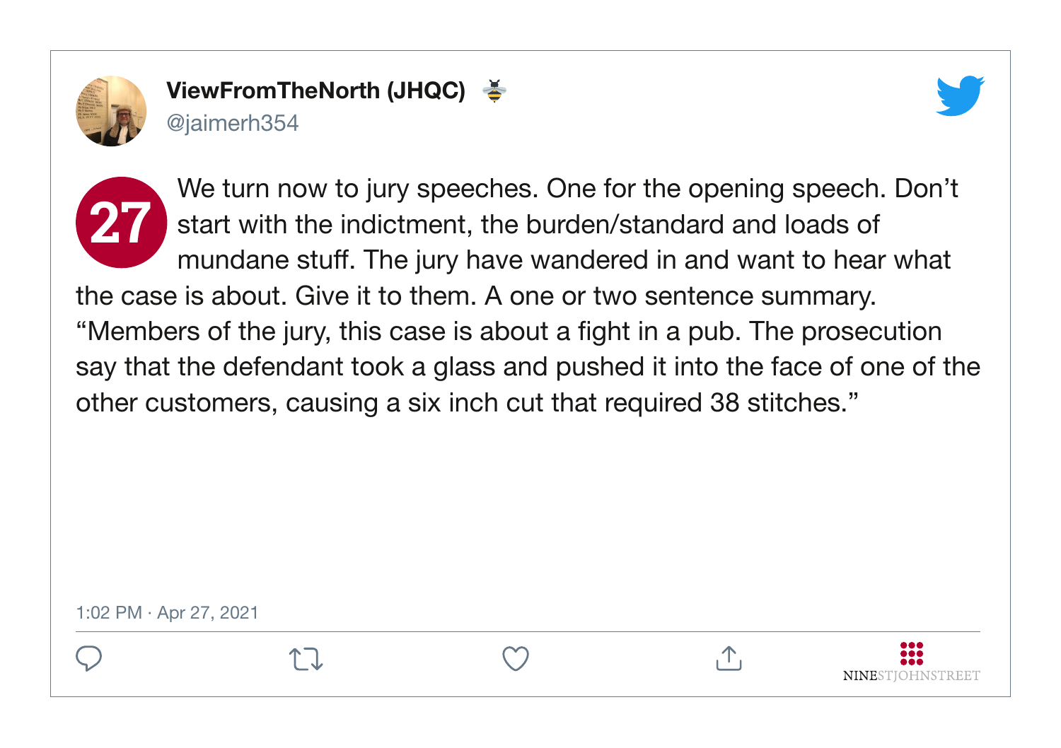**ViewFromTheNorth (JHQC)** 🐝
@jaimerh354

**27** We turn now to jury speeches. One for the opening speech. Don't start with the indictment, the burden/standard and loads of mundane stuff. The jury have wandered in and want to hear what the case is about. Give it to them. A one or two sentence summary. "Members of the jury, this case is about a fight in a pub. The prosecution say that the defendant took a glass and pushed it into the face of one of the other customers, causing a six inch cut that required 38 stitches."

1:02 PM · Apr 27, 2021

NINESTJOHNSTREET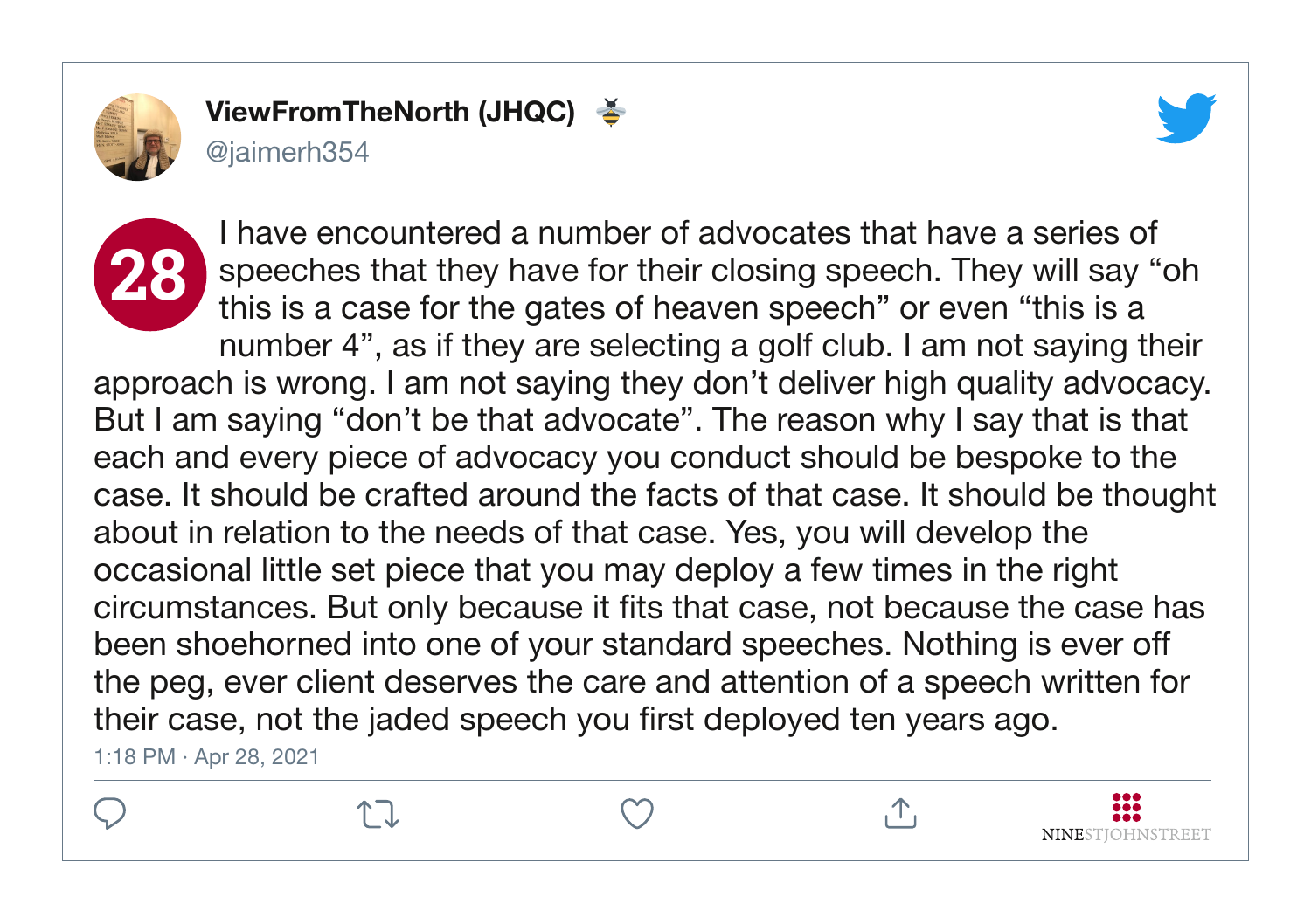**ViewFromTheNorth (JHQC)** 🐝
@jaimerh354

**28**

I have encountered a number of advocates that have a series of speeches that they have for their closing speech. They will say “oh this is a case for the gates of heaven speech” or even “this is a number 4”, as if they are selecting a golf club. I am not saying their approach is wrong. I am not saying they don’t deliver high quality advocacy. But I am saying “don’t be that advocate”. The reason why I say that is that each and every piece of advocacy you conduct should be bespoke to the case. It should be crafted around the facts of that case. It should be thought about in relation to the needs of that case. Yes, you will develop the occasional little set piece that you may deploy a few times in the right circumstances. But only because it fits that case, not because the case has been shoehorned into one of your standard speeches. Nothing is ever off the peg, ever client deserves the care and attention of a speech written for their case, not the jaded speech you first deployed ten years ago.

1:18 PM · Apr 28, 2021

NINESTJOHNSTREET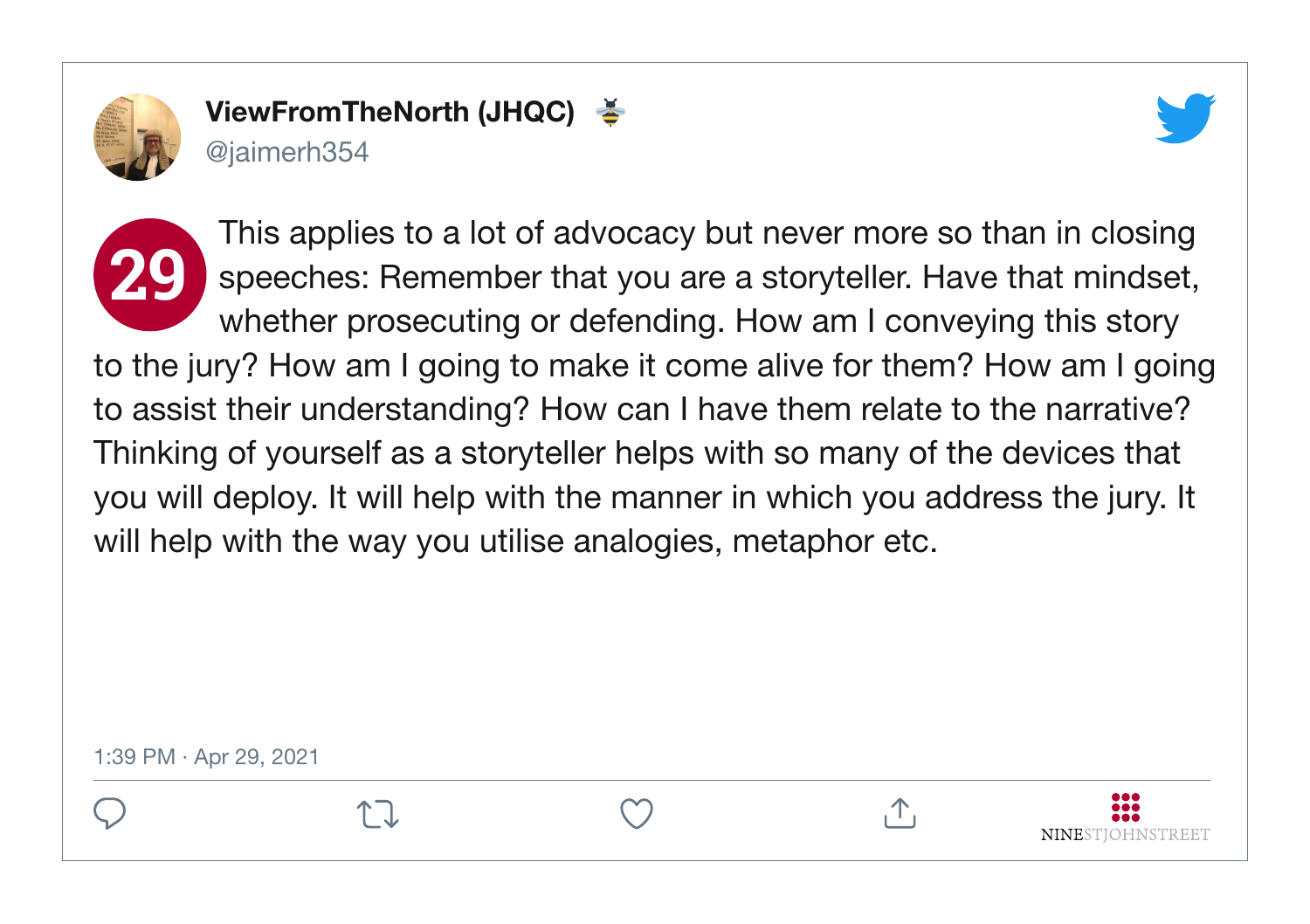**ViewFromTheNorth (JHQC)** 🐝
@jaimerh354

**29** This applies to a lot of advocacy but never more so than in closing speeches: Remember that you are a storyteller. Have that mindset, whether prosecuting or defending. How am I conveying this story to the jury? How am I going to make it come alive for them? How am I going to assist their understanding? How can I have them relate to the narrative? Thinking of yourself as a storyteller helps with so many of the devices that you will deploy. It will help with the manner in which you address the jury. It will help with the way you utilise analogies, metaphor etc.

1:39 PM · Apr 29, 2021

NINESTJOHNSTREET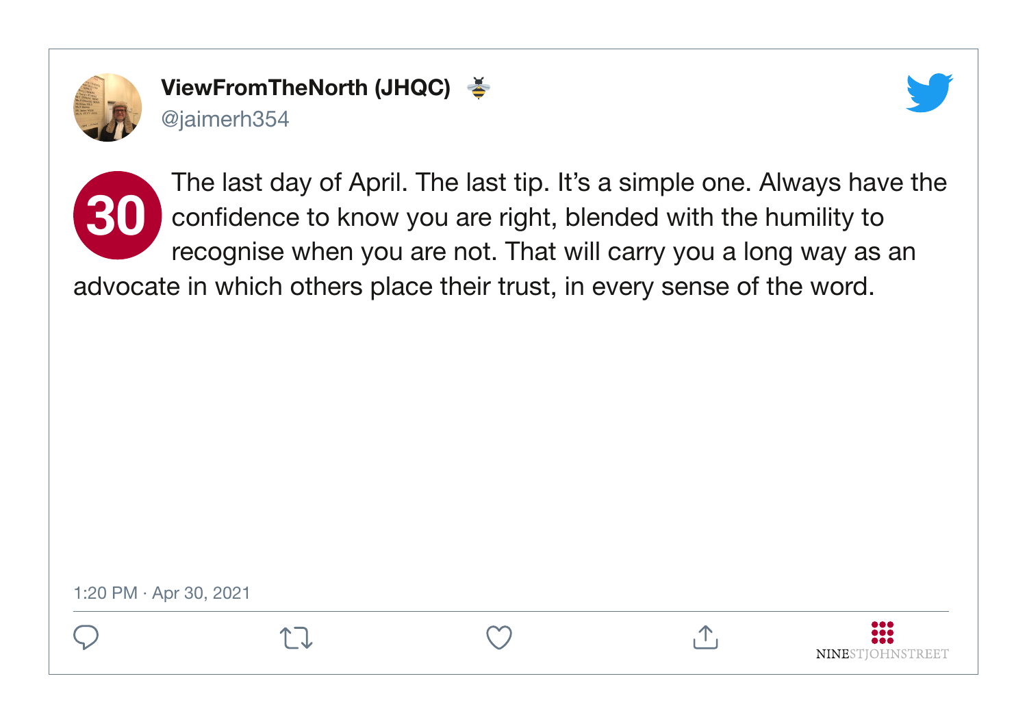**ViewFromTheNorth (JHQC)** 🐝
@jaimerh354

**30** The last day of April. The last tip. It's a simple one. Always have the confidence to know you are right, blended with the humility to recognise when you are not. That will carry you a long way as an advocate in which others place their trust, in every sense of the word.

1:20 PM · Apr 30, 2021

NINESTJOHNSTREET